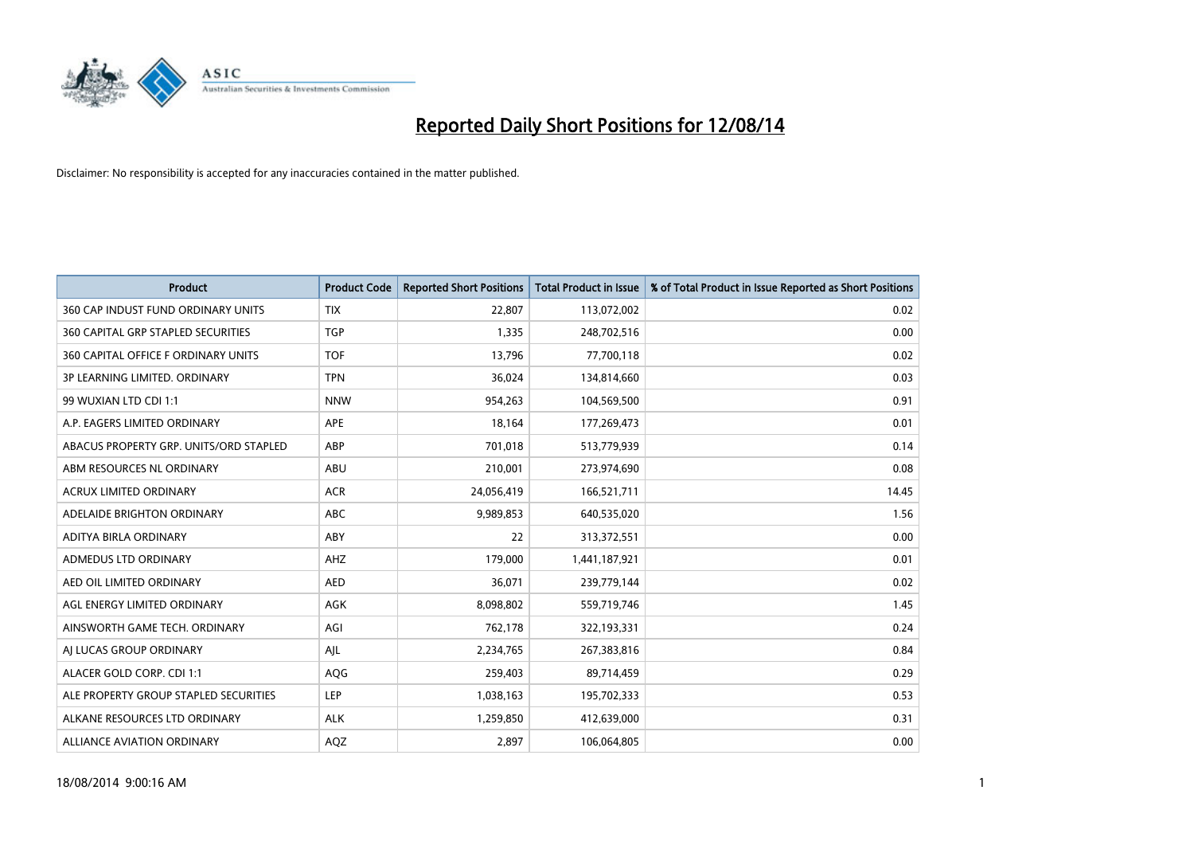# Reported Daily Short Positions for 12/08/14

Disclaimer: No responsibility is accepted for any inaccuracies contained in the matter published.

| Product | Product Code | Reported Short Positions | Total Product in Issue | % of Total Product in Issue Reported as Short Positions |
|---|---|---|---|---|
| 360 CAP INDUST FUND ORDINARY UNITS | TIX | 22,807 | 113,072,002 | 0.02 |
| 360 CAPITAL GRP STAPLED SECURITIES | TGP | 1,335 | 248,702,516 | 0.00 |
| 360 CAPITAL OFFICE F ORDINARY UNITS | TOF | 13,796 | 77,700,118 | 0.02 |
| 3P LEARNING LIMITED. ORDINARY | TPN | 36,024 | 134,814,660 | 0.03 |
| 99 WUXIAN LTD CDI 1:1 | NNW | 954,263 | 104,569,500 | 0.91 |
| A.P. EAGERS LIMITED ORDINARY | APE | 18,164 | 177,269,473 | 0.01 |
| ABACUS PROPERTY GRP. UNITS/ORD STAPLED | ABP | 701,018 | 513,779,939 | 0.14 |
| ABM RESOURCES NL ORDINARY | ABU | 210,001 | 273,974,690 | 0.08 |
| ACRUX LIMITED ORDINARY | ACR | 24,056,419 | 166,521,711 | 14.45 |
| ADELAIDE BRIGHTON ORDINARY | ABC | 9,989,853 | 640,535,020 | 1.56 |
| ADITYA BIRLA ORDINARY | ABY | 22 | 313,372,551 | 0.00 |
| ADMEDUS LTD ORDINARY | AHZ | 179,000 | 1,441,187,921 | 0.01 |
| AED OIL LIMITED ORDINARY | AED | 36,071 | 239,779,144 | 0.02 |
| AGL ENERGY LIMITED ORDINARY | AGK | 8,098,802 | 559,719,746 | 1.45 |
| AINSWORTH GAME TECH. ORDINARY | AGI | 762,178 | 322,193,331 | 0.24 |
| AJ LUCAS GROUP ORDINARY | AJL | 2,234,765 | 267,383,816 | 0.84 |
| ALACER GOLD CORP. CDI 1:1 | AQG | 259,403 | 89,714,459 | 0.29 |
| ALE PROPERTY GROUP STAPLED SECURITIES | LEP | 1,038,163 | 195,702,333 | 0.53 |
| ALKANE RESOURCES LTD ORDINARY | ALK | 1,259,850 | 412,639,000 | 0.31 |
| ALLIANCE AVIATION ORDINARY | AQZ | 2,897 | 106,064,805 | 0.00 |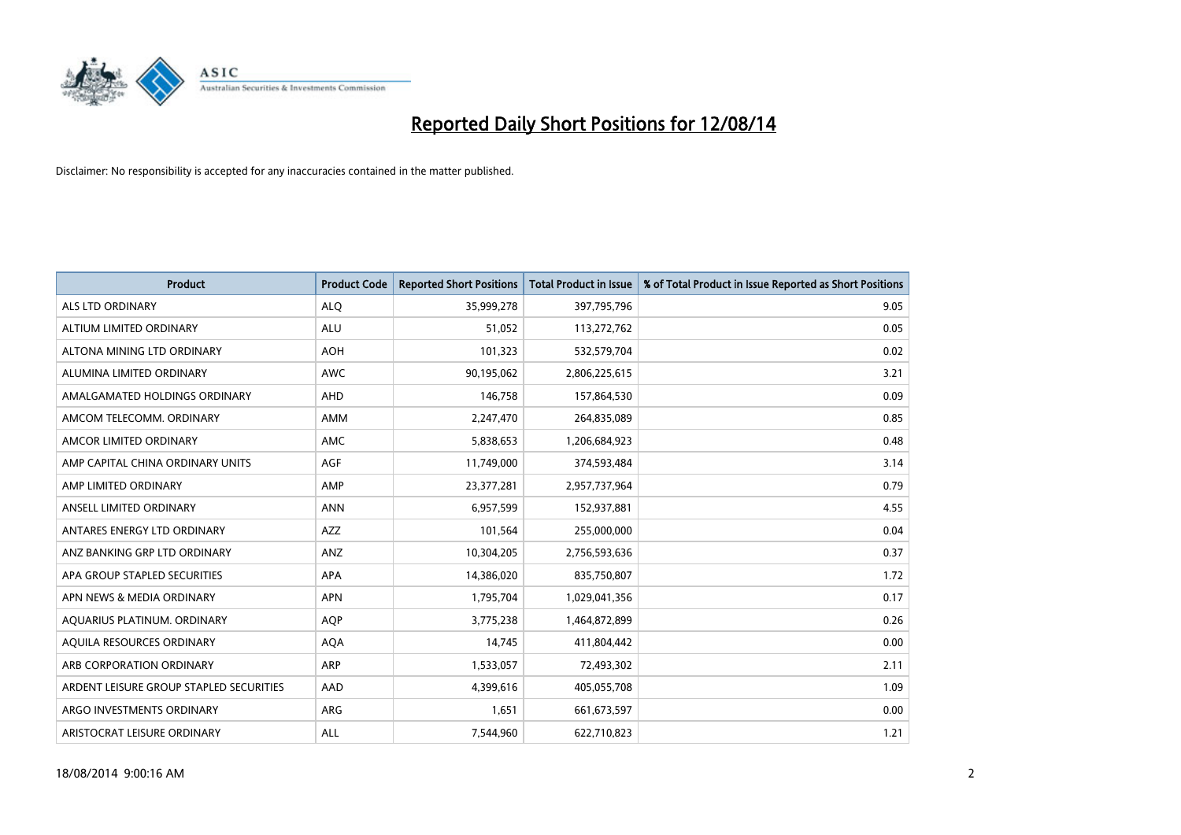# Reported Daily Short Positions for 12/08/14

Disclaimer: No responsibility is accepted for any inaccuracies contained in the matter published.

| Product | Product Code | Reported Short Positions | Total Product in Issue | % of Total Product in Issue Reported as Short Positions |
|---|---|---|---|---|
| ALS LTD ORDINARY | ALQ | 35,999,278 | 397,795,796 | 9.05 |
| ALTIUM LIMITED ORDINARY | ALU | 51,052 | 113,272,762 | 0.05 |
| ALTONA MINING LTD ORDINARY | AOH | 101,323 | 532,579,704 | 0.02 |
| ALUMINA LIMITED ORDINARY | AWC | 90,195,062 | 2,806,225,615 | 3.21 |
| AMALGAMATED HOLDINGS ORDINARY | AHD | 146,758 | 157,864,530 | 0.09 |
| AMCOM TELECOMM. ORDINARY | AMM | 2,247,470 | 264,835,089 | 0.85 |
| AMCOR LIMITED ORDINARY | AMC | 5,838,653 | 1,206,684,923 | 0.48 |
| AMP CAPITAL CHINA ORDINARY UNITS | AGF | 11,749,000 | 374,593,484 | 3.14 |
| AMP LIMITED ORDINARY | AMP | 23,377,281 | 2,957,737,964 | 0.79 |
| ANSELL LIMITED ORDINARY | ANN | 6,957,599 | 152,937,881 | 4.55 |
| ANTARES ENERGY LTD ORDINARY | AZZ | 101,564 | 255,000,000 | 0.04 |
| ANZ BANKING GRP LTD ORDINARY | ANZ | 10,304,205 | 2,756,593,636 | 0.37 |
| APA GROUP STAPLED SECURITIES | APA | 14,386,020 | 835,750,807 | 1.72 |
| APN NEWS & MEDIA ORDINARY | APN | 1,795,704 | 1,029,041,356 | 0.17 |
| AQUARIUS PLATINUM. ORDINARY | AQP | 3,775,238 | 1,464,872,899 | 0.26 |
| AQUILA RESOURCES ORDINARY | AQA | 14,745 | 411,804,442 | 0.00 |
| ARB CORPORATION ORDINARY | ARP | 1,533,057 | 72,493,302 | 2.11 |
| ARDENT LEISURE GROUP STAPLED SECURITIES | AAD | 4,399,616 | 405,055,708 | 1.09 |
| ARGO INVESTMENTS ORDINARY | ARG | 1,651 | 661,673,597 | 0.00 |
| ARISTOCRAT LEISURE ORDINARY | ALL | 7,544,960 | 622,710,823 | 1.21 |

18/08/2014 9:00:16 AM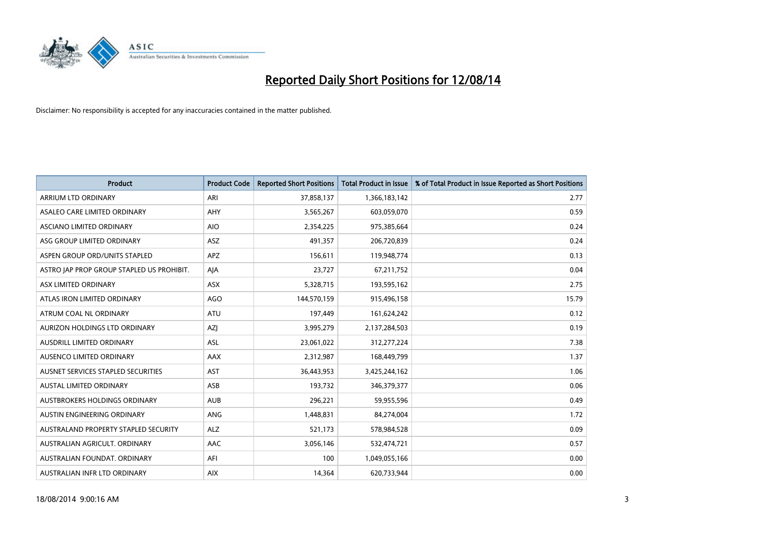# Reported Daily Short Positions for 12/08/14

Disclaimer: No responsibility is accepted for any inaccuracies contained in the matter published.

| Product | Product Code | Reported Short Positions | Total Product in Issue | % of Total Product in Issue Reported as Short Positions |
|---|---|---|---|---|
| ARRIUM LTD ORDINARY | ARI | 37,858,137 | 1,366,183,142 | 2.77 |
| ASALEO CARE LIMITED ORDINARY | AHY | 3,565,267 | 603,059,070 | 0.59 |
| ASCIANO LIMITED ORDINARY | AIO | 2,354,225 | 975,385,664 | 0.24 |
| ASG GROUP LIMITED ORDINARY | ASZ | 491,357 | 206,720,839 | 0.24 |
| ASPEN GROUP ORD/UNITS STAPLED | APZ | 156,611 | 119,948,774 | 0.13 |
| ASTRO JAP PROP GROUP STAPLED US PROHIBIT. | AJA | 23,727 | 67,211,752 | 0.04 |
| ASX LIMITED ORDINARY | ASX | 5,328,715 | 193,595,162 | 2.75 |
| ATLAS IRON LIMITED ORDINARY | AGO | 144,570,159 | 915,496,158 | 15.79 |
| ATRUM COAL NL ORDINARY | ATU | 197,449 | 161,624,242 | 0.12 |
| AURIZON HOLDINGS LTD ORDINARY | AZJ | 3,995,279 | 2,137,284,503 | 0.19 |
| AUSDRILL LIMITED ORDINARY | ASL | 23,061,022 | 312,277,224 | 7.38 |
| AUSENCO LIMITED ORDINARY | AAX | 2,312,987 | 168,449,799 | 1.37 |
| AUSNET SERVICES STAPLED SECURITIES | AST | 36,443,953 | 3,425,244,162 | 1.06 |
| AUSTAL LIMITED ORDINARY | ASB | 193,732 | 346,379,377 | 0.06 |
| AUSTBROKERS HOLDINGS ORDINARY | AUB | 296,221 | 59,955,596 | 0.49 |
| AUSTIN ENGINEERING ORDINARY | ANG | 1,448,831 | 84,274,004 | 1.72 |
| AUSTRALAND PROPERTY STAPLED SECURITY | ALZ | 521,173 | 578,984,528 | 0.09 |
| AUSTRALIAN AGRICULT. ORDINARY | AAC | 3,056,146 | 532,474,721 | 0.57 |
| AUSTRALIAN FOUNDAT. ORDINARY | AFI | 100 | 1,049,055,166 | 0.00 |
| AUSTRALIAN INFR LTD ORDINARY | AIX | 14,364 | 620,733,944 | 0.00 |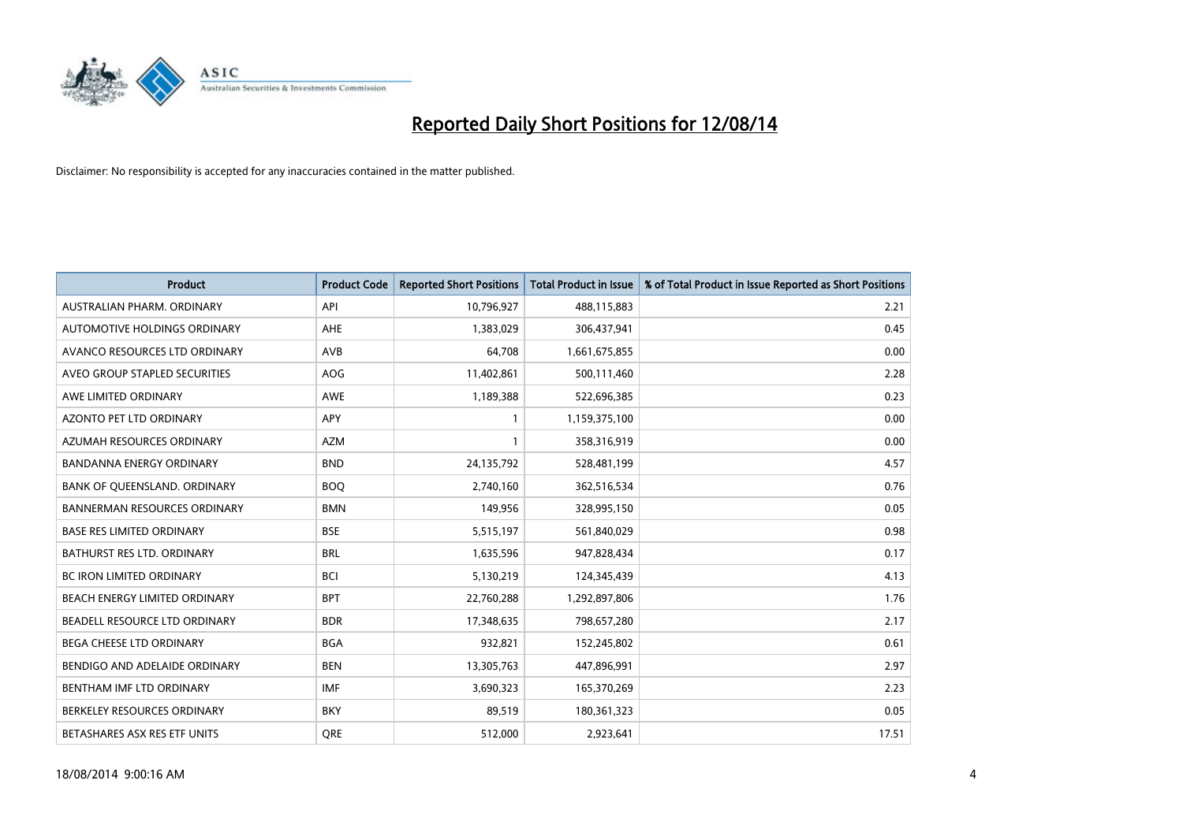# Reported Daily Short Positions for 12/08/14

Disclaimer: No responsibility is accepted for any inaccuracies contained in the matter published.

| Product | Product Code | Reported Short Positions | Total Product in Issue | % of Total Product in Issue Reported as Short Positions |
|---|---|---|---|---|
| AUSTRALIAN PHARM. ORDINARY | API | 10,796,927 | 488,115,883 | 2.21 |
| AUTOMOTIVE HOLDINGS ORDINARY | AHE | 1,383,029 | 306,437,941 | 0.45 |
| AVANCO RESOURCES LTD ORDINARY | AVB | 64,708 | 1,661,675,855 | 0.00 |
| AVEO GROUP STAPLED SECURITIES | AOG | 11,402,861 | 500,111,460 | 2.28 |
| AWE LIMITED ORDINARY | AWE | 1,189,388 | 522,696,385 | 0.23 |
| AZONTO PET LTD ORDINARY | APY | 1 | 1,159,375,100 | 0.00 |
| AZUMAH RESOURCES ORDINARY | AZM | 1 | 358,316,919 | 0.00 |
| BANDANNA ENERGY ORDINARY | BND | 24,135,792 | 528,481,199 | 4.57 |
| BANK OF QUEENSLAND. ORDINARY | BOQ | 2,740,160 | 362,516,534 | 0.76 |
| BANNERMAN RESOURCES ORDINARY | BMN | 149,956 | 328,995,150 | 0.05 |
| BASE RES LIMITED ORDINARY | BSE | 5,515,197 | 561,840,029 | 0.98 |
| BATHURST RES LTD. ORDINARY | BRL | 1,635,596 | 947,828,434 | 0.17 |
| BC IRON LIMITED ORDINARY | BCI | 5,130,219 | 124,345,439 | 4.13 |
| BEACH ENERGY LIMITED ORDINARY | BPT | 22,760,288 | 1,292,897,806 | 1.76 |
| BEADELL RESOURCE LTD ORDINARY | BDR | 17,348,635 | 798,657,280 | 2.17 |
| BEGA CHEESE LTD ORDINARY | BGA | 932,821 | 152,245,802 | 0.61 |
| BENDIGO AND ADELAIDE ORDINARY | BEN | 13,305,763 | 447,896,991 | 2.97 |
| BENTHAM IMF LTD ORDINARY | IMF | 3,690,323 | 165,370,269 | 2.23 |
| BERKELEY RESOURCES ORDINARY | BKY | 89,519 | 180,361,323 | 0.05 |
| BETASHARES ASX RES ETF UNITS | QRE | 512,000 | 2,923,641 | 17.51 |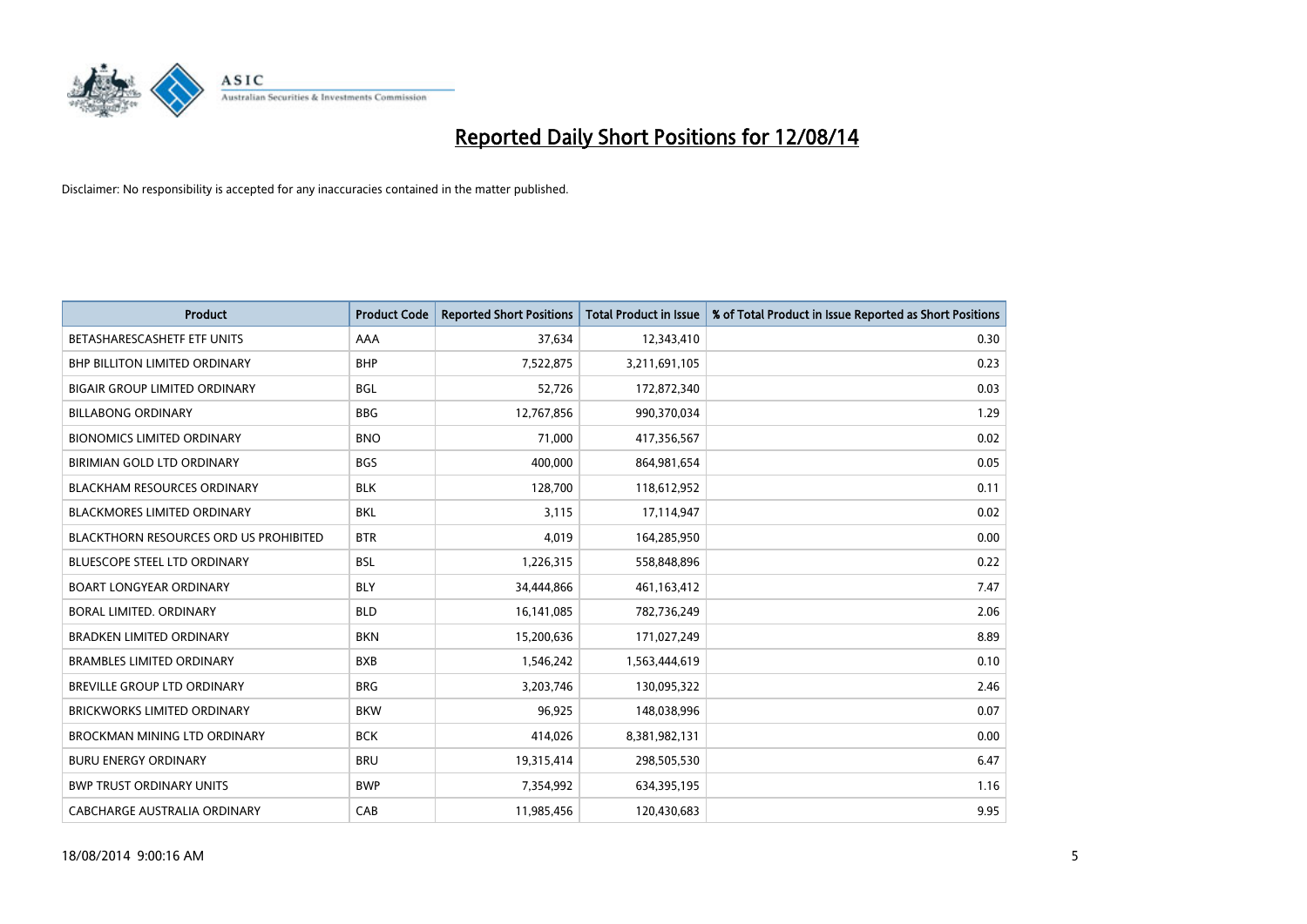# Reported Daily Short Positions for 12/08/14

Disclaimer: No responsibility is accepted for any inaccuracies contained in the matter published.

| Product | Product Code | Reported Short Positions | Total Product in Issue | % of Total Product in Issue Reported as Short Positions |
|---|---|---|---|---|
| BETASHARESCASHETF ETF UNITS | AAA | 37,634 | 12,343,410 | 0.30 |
| BHP BILLITON LIMITED ORDINARY | BHP | 7,522,875 | 3,211,691,105 | 0.23 |
| BIGAIR GROUP LIMITED ORDINARY | BGL | 52,726 | 172,872,340 | 0.03 |
| BILLABONG ORDINARY | BBG | 12,767,856 | 990,370,034 | 1.29 |
| BIONOMICS LIMITED ORDINARY | BNO | 71,000 | 417,356,567 | 0.02 |
| BIRIMIAN GOLD LTD ORDINARY | BGS | 400,000 | 864,981,654 | 0.05 |
| BLACKHAM RESOURCES ORDINARY | BLK | 128,700 | 118,612,952 | 0.11 |
| BLACKMORES LIMITED ORDINARY | BKL | 3,115 | 17,114,947 | 0.02 |
| BLACKTHORN RESOURCES ORD US PROHIBITED | BTR | 4,019 | 164,285,950 | 0.00 |
| BLUESCOPE STEEL LTD ORDINARY | BSL | 1,226,315 | 558,848,896 | 0.22 |
| BOART LONGYEAR ORDINARY | BLY | 34,444,866 | 461,163,412 | 7.47 |
| BORAL LIMITED. ORDINARY | BLD | 16,141,085 | 782,736,249 | 2.06 |
| BRADKEN LIMITED ORDINARY | BKN | 15,200,636 | 171,027,249 | 8.89 |
| BRAMBLES LIMITED ORDINARY | BXB | 1,546,242 | 1,563,444,619 | 0.10 |
| BREVILLE GROUP LTD ORDINARY | BRG | 3,203,746 | 130,095,322 | 2.46 |
| BRICKWORKS LIMITED ORDINARY | BKW | 96,925 | 148,038,996 | 0.07 |
| BROCKMAN MINING LTD ORDINARY | BCK | 414,026 | 8,381,982,131 | 0.00 |
| BURU ENERGY ORDINARY | BRU | 19,315,414 | 298,505,530 | 6.47 |
| BWP TRUST ORDINARY UNITS | BWP | 7,354,992 | 634,395,195 | 1.16 |
| CABCHARGE AUSTRALIA ORDINARY | CAB | 11,985,456 | 120,430,683 | 9.95 |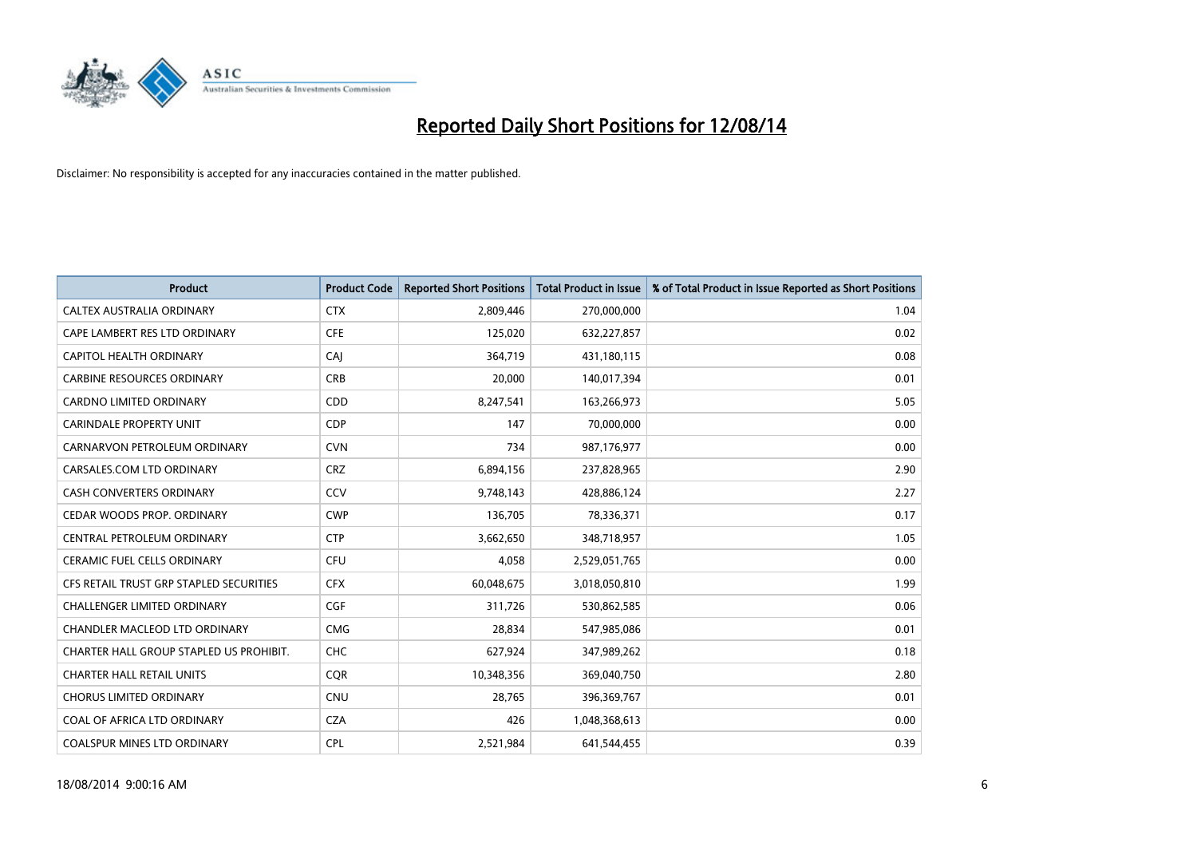# Reported Daily Short Positions for 12/08/14

Disclaimer: No responsibility is accepted for any inaccuracies contained in the matter published.

| Product | Product Code | Reported Short Positions | Total Product in Issue | % of Total Product in Issue Reported as Short Positions |
|---|---|---|---|---|
| CALTEX AUSTRALIA ORDINARY | CTX | 2,809,446 | 270,000,000 | 1.04 |
| CAPE LAMBERT RES LTD ORDINARY | CFE | 125,020 | 632,227,857 | 0.02 |
| CAPITOL HEALTH ORDINARY | CAJ | 364,719 | 431,180,115 | 0.08 |
| CARBINE RESOURCES ORDINARY | CRB | 20,000 | 140,017,394 | 0.01 |
| CARDNO LIMITED ORDINARY | CDD | 8,247,541 | 163,266,973 | 5.05 |
| CARINDALE PROPERTY UNIT | CDP | 147 | 70,000,000 | 0.00 |
| CARNARVON PETROLEUM ORDINARY | CVN | 734 | 987,176,977 | 0.00 |
| CARSALES.COM LTD ORDINARY | CRZ | 6,894,156 | 237,828,965 | 2.90 |
| CASH CONVERTERS ORDINARY | CCV | 9,748,143 | 428,886,124 | 2.27 |
| CEDAR WOODS PROP. ORDINARY | CWP | 136,705 | 78,336,371 | 0.17 |
| CENTRAL PETROLEUM ORDINARY | CTP | 3,662,650 | 348,718,957 | 1.05 |
| CERAMIC FUEL CELLS ORDINARY | CFU | 4,058 | 2,529,051,765 | 0.00 |
| CFS RETAIL TRUST GRP STAPLED SECURITIES | CFX | 60,048,675 | 3,018,050,810 | 1.99 |
| CHALLENGER LIMITED ORDINARY | CGF | 311,726 | 530,862,585 | 0.06 |
| CHANDLER MACLEOD LTD ORDINARY | CMG | 28,834 | 547,985,086 | 0.01 |
| CHARTER HALL GROUP STAPLED US PROHIBIT. | CHC | 627,924 | 347,989,262 | 0.18 |
| CHARTER HALL RETAIL UNITS | CQR | 10,348,356 | 369,040,750 | 2.80 |
| CHORUS LIMITED ORDINARY | CNU | 28,765 | 396,369,767 | 0.01 |
| COAL OF AFRICA LTD ORDINARY | CZA | 426 | 1,048,368,613 | 0.00 |
| COALSPUR MINES LTD ORDINARY | CPL | 2,521,984 | 641,544,455 | 0.39 |

18/08/2014 9:00:16 AM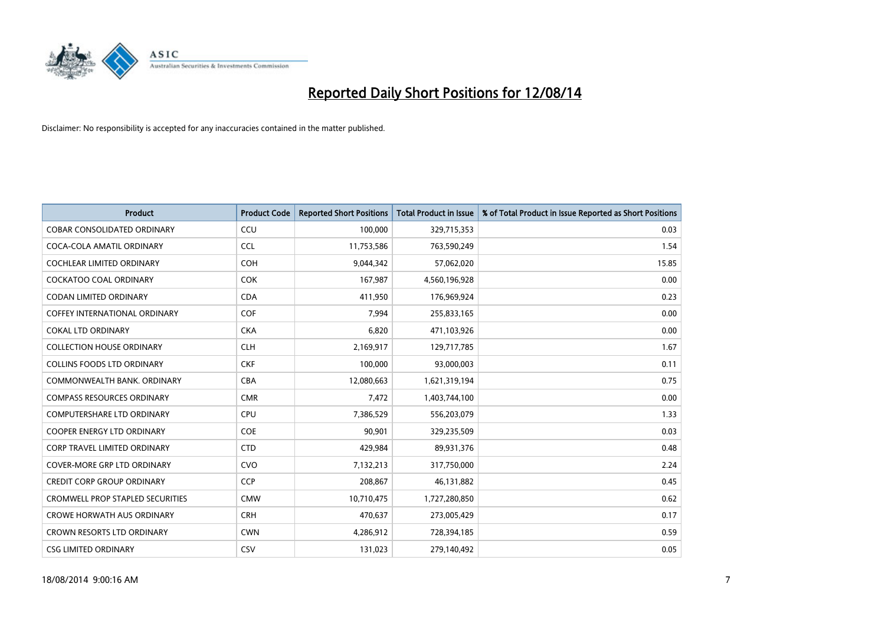# Reported Daily Short Positions for 12/08/14

Disclaimer: No responsibility is accepted for any inaccuracies contained in the matter published.

| Product | Product Code | Reported Short Positions | Total Product in Issue | % of Total Product in Issue Reported as Short Positions |
|---|---|---|---|---|
| COBAR CONSOLIDATED ORDINARY | CCU | 100,000 | 329,715,353 | 0.03 |
| COCA-COLA AMATIL ORDINARY | CCL | 11,753,586 | 763,590,249 | 1.54 |
| COCHLEAR LIMITED ORDINARY | COH | 9,044,342 | 57,062,020 | 15.85 |
| COCKATOO COAL ORDINARY | COK | 167,987 | 4,560,196,928 | 0.00 |
| CODAN LIMITED ORDINARY | CDA | 411,950 | 176,969,924 | 0.23 |
| COFFEY INTERNATIONAL ORDINARY | COF | 7,994 | 255,833,165 | 0.00 |
| COKAL LTD ORDINARY | CKA | 6,820 | 471,103,926 | 0.00 |
| COLLECTION HOUSE ORDINARY | CLH | 2,169,917 | 129,717,785 | 1.67 |
| COLLINS FOODS LTD ORDINARY | CKF | 100,000 | 93,000,003 | 0.11 |
| COMMONWEALTH BANK. ORDINARY | CBA | 12,080,663 | 1,621,319,194 | 0.75 |
| COMPASS RESOURCES ORDINARY | CMR | 7,472 | 1,403,744,100 | 0.00 |
| COMPUTERSHARE LTD ORDINARY | CPU | 7,386,529 | 556,203,079 | 1.33 |
| COOPER ENERGY LTD ORDINARY | COE | 90,901 | 329,235,509 | 0.03 |
| CORP TRAVEL LIMITED ORDINARY | CTD | 429,984 | 89,931,376 | 0.48 |
| COVER-MORE GRP LTD ORDINARY | CVO | 7,132,213 | 317,750,000 | 2.24 |
| CREDIT CORP GROUP ORDINARY | CCP | 208,867 | 46,131,882 | 0.45 |
| CROMWELL PROP STAPLED SECURITIES | CMW | 10,710,475 | 1,727,280,850 | 0.62 |
| CROWE HORWATH AUS ORDINARY | CRH | 470,637 | 273,005,429 | 0.17 |
| CROWN RESORTS LTD ORDINARY | CWN | 4,286,912 | 728,394,185 | 0.59 |
| CSG LIMITED ORDINARY | CSV | 131,023 | 279,140,492 | 0.05 |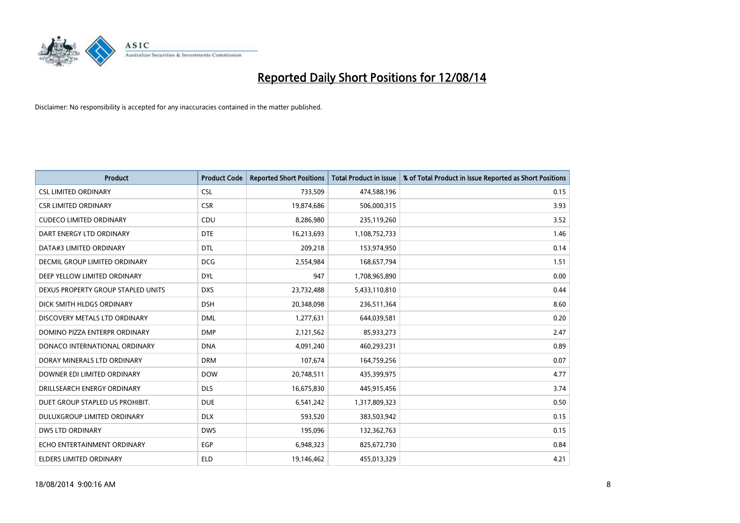# Reported Daily Short Positions for 12/08/14

Disclaimer: No responsibility is accepted for any inaccuracies contained in the matter published.

| Product | Product Code | Reported Short Positions | Total Product in Issue | % of Total Product in Issue Reported as Short Positions |
|---|---|---|---|---|
| CSL LIMITED ORDINARY | CSL | 733,509 | 474,588,196 | 0.15 |
| CSR LIMITED ORDINARY | CSR | 19,874,686 | 506,000,315 | 3.93 |
| CUDECO LIMITED ORDINARY | CDU | 8,286,980 | 235,119,260 | 3.52 |
| DART ENERGY LTD ORDINARY | DTE | 16,213,693 | 1,108,752,733 | 1.46 |
| DATA#3 LIMITED ORDINARY | DTL | 209,218 | 153,974,950 | 0.14 |
| DECMIL GROUP LIMITED ORDINARY | DCG | 2,554,984 | 168,657,794 | 1.51 |
| DEEP YELLOW LIMITED ORDINARY | DYL | 947 | 1,708,965,890 | 0.00 |
| DEXUS PROPERTY GROUP STAPLED UNITS | DXS | 23,732,488 | 5,433,110,810 | 0.44 |
| DICK SMITH HLDGS ORDINARY | DSH | 20,348,098 | 236,511,364 | 8.60 |
| DISCOVERY METALS LTD ORDINARY | DML | 1,277,631 | 644,039,581 | 0.20 |
| DOMINO PIZZA ENTERPR ORDINARY | DMP | 2,121,562 | 85,933,273 | 2.47 |
| DONACO INTERNATIONAL ORDINARY | DNA | 4,091,240 | 460,293,231 | 0.89 |
| DORAY MINERALS LTD ORDINARY | DRM | 107,674 | 164,759,256 | 0.07 |
| DOWNER EDI LIMITED ORDINARY | DOW | 20,748,511 | 435,399,975 | 4.77 |
| DRILLSEARCH ENERGY ORDINARY | DLS | 16,675,830 | 445,915,456 | 3.74 |
| DUET GROUP STAPLED US PROHIBIT. | DUE | 6,541,242 | 1,317,809,323 | 0.50 |
| DULUXGROUP LIMITED ORDINARY | DLX | 593,520 | 383,503,942 | 0.15 |
| DWS LTD ORDINARY | DWS | 195,096 | 132,362,763 | 0.15 |
| ECHO ENTERTAINMENT ORDINARY | EGP | 6,948,323 | 825,672,730 | 0.84 |
| ELDERS LIMITED ORDINARY | ELD | 19,146,462 | 455,013,329 | 4.21 |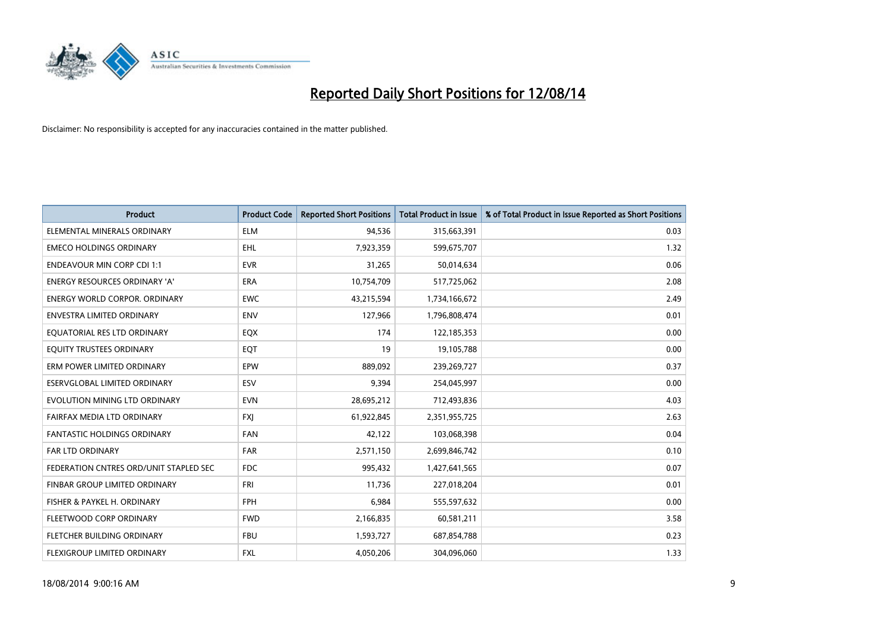# Reported Daily Short Positions for 12/08/14

Disclaimer: No responsibility is accepted for any inaccuracies contained in the matter published.

| Product | Product Code | Reported Short Positions | Total Product in Issue | % of Total Product in Issue Reported as Short Positions |
|---|---|---|---|---|
| ELEMENTAL MINERALS ORDINARY | ELM | 94,536 | 315,663,391 | 0.03 |
| EMECO HOLDINGS ORDINARY | EHL | 7,923,359 | 599,675,707 | 1.32 |
| ENDEAVOUR MIN CORP CDI 1:1 | EVR | 31,265 | 50,014,634 | 0.06 |
| ENERGY RESOURCES ORDINARY 'A' | ERA | 10,754,709 | 517,725,062 | 2.08 |
| ENERGY WORLD CORPOR. ORDINARY | EWC | 43,215,594 | 1,734,166,672 | 2.49 |
| ENVESTRA LIMITED ORDINARY | ENV | 127,966 | 1,796,808,474 | 0.01 |
| EQUATORIAL RES LTD ORDINARY | EQX | 174 | 122,185,353 | 0.00 |
| EQUITY TRUSTEES ORDINARY | EQT | 19 | 19,105,788 | 0.00 |
| ERM POWER LIMITED ORDINARY | EPW | 889,092 | 239,269,727 | 0.37 |
| ESERVGLOBAL LIMITED ORDINARY | ESV | 9,394 | 254,045,997 | 0.00 |
| EVOLUTION MINING LTD ORDINARY | EVN | 28,695,212 | 712,493,836 | 4.03 |
| FAIRFAX MEDIA LTD ORDINARY | FXJ | 61,922,845 | 2,351,955,725 | 2.63 |
| FANTASTIC HOLDINGS ORDINARY | FAN | 42,122 | 103,068,398 | 0.04 |
| FAR LTD ORDINARY | FAR | 2,571,150 | 2,699,846,742 | 0.10 |
| FEDERATION CNTRES ORD/UNIT STAPLED SEC | FDC | 995,432 | 1,427,641,565 | 0.07 |
| FINBAR GROUP LIMITED ORDINARY | FRI | 11,736 | 227,018,204 | 0.01 |
| FISHER & PAYKEL H. ORDINARY | FPH | 6,984 | 555,597,632 | 0.00 |
| FLEETWOOD CORP ORDINARY | FWD | 2,166,835 | 60,581,211 | 3.58 |
| FLETCHER BUILDING ORDINARY | FBU | 1,593,727 | 687,854,788 | 0.23 |
| FLEXIGROUP LIMITED ORDINARY | FXL | 4,050,206 | 304,096,060 | 1.33 |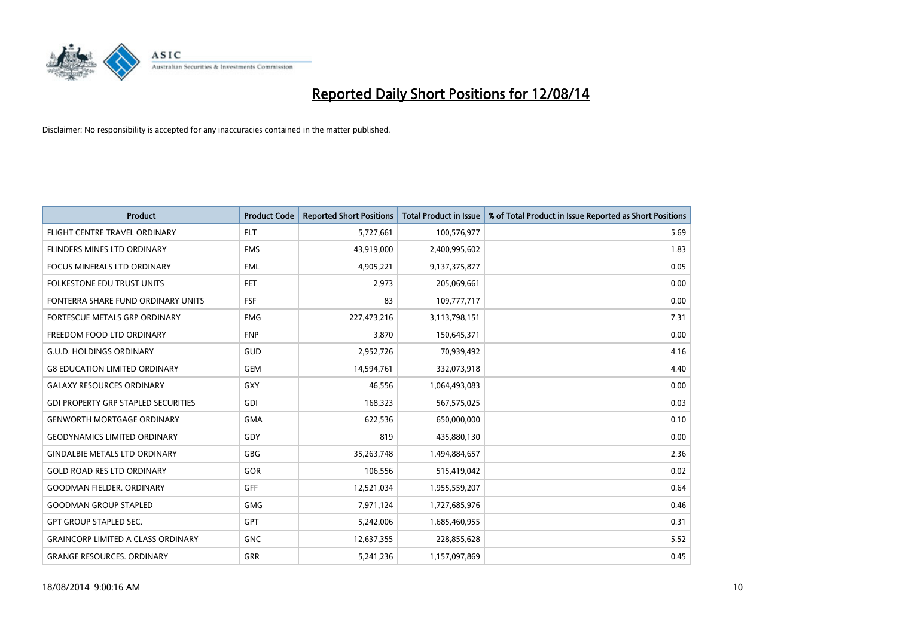# Reported Daily Short Positions for 12/08/14

Disclaimer: No responsibility is accepted for any inaccuracies contained in the matter published.

| Product | Product Code | Reported Short Positions | Total Product in Issue | % of Total Product in Issue Reported as Short Positions |
|---|---|---|---|---|
| FLIGHT CENTRE TRAVEL ORDINARY | FLT | 5,727,661 | 100,576,977 | 5.69 |
| FLINDERS MINES LTD ORDINARY | FMS | 43,919,000 | 2,400,995,602 | 1.83 |
| FOCUS MINERALS LTD ORDINARY | FML | 4,905,221 | 9,137,375,877 | 0.05 |
| FOLKESTONE EDU TRUST UNITS | FET | 2,973 | 205,069,661 | 0.00 |
| FONTERRA SHARE FUND ORDINARY UNITS | FSF | 83 | 109,777,717 | 0.00 |
| FORTESCUE METALS GRP ORDINARY | FMG | 227,473,216 | 3,113,798,151 | 7.31 |
| FREEDOM FOOD LTD ORDINARY | FNP | 3,870 | 150,645,371 | 0.00 |
| G.U.D. HOLDINGS ORDINARY | GUD | 2,952,726 | 70,939,492 | 4.16 |
| G8 EDUCATION LIMITED ORDINARY | GEM | 14,594,761 | 332,073,918 | 4.40 |
| GALAXY RESOURCES ORDINARY | GXY | 46,556 | 1,064,493,083 | 0.00 |
| GDI PROPERTY GRP STAPLED SECURITIES | GDI | 168,323 | 567,575,025 | 0.03 |
| GENWORTH MORTGAGE ORDINARY | GMA | 622,536 | 650,000,000 | 0.10 |
| GEODYNAMICS LIMITED ORDINARY | GDY | 819 | 435,880,130 | 0.00 |
| GINDALBIE METALS LTD ORDINARY | GBG | 35,263,748 | 1,494,884,657 | 2.36 |
| GOLD ROAD RES LTD ORDINARY | GOR | 106,556 | 515,419,042 | 0.02 |
| GOODMAN FIELDER. ORDINARY | GFF | 12,521,034 | 1,955,559,207 | 0.64 |
| GOODMAN GROUP STAPLED | GMG | 7,971,124 | 1,727,685,976 | 0.46 |
| GPT GROUP STAPLED SEC. | GPT | 5,242,006 | 1,685,460,955 | 0.31 |
| GRAINCORP LIMITED A CLASS ORDINARY | GNC | 12,637,355 | 228,855,628 | 5.52 |
| GRANGE RESOURCES. ORDINARY | GRR | 5,241,236 | 1,157,097,869 | 0.45 |

18/08/2014 9:00:16 AM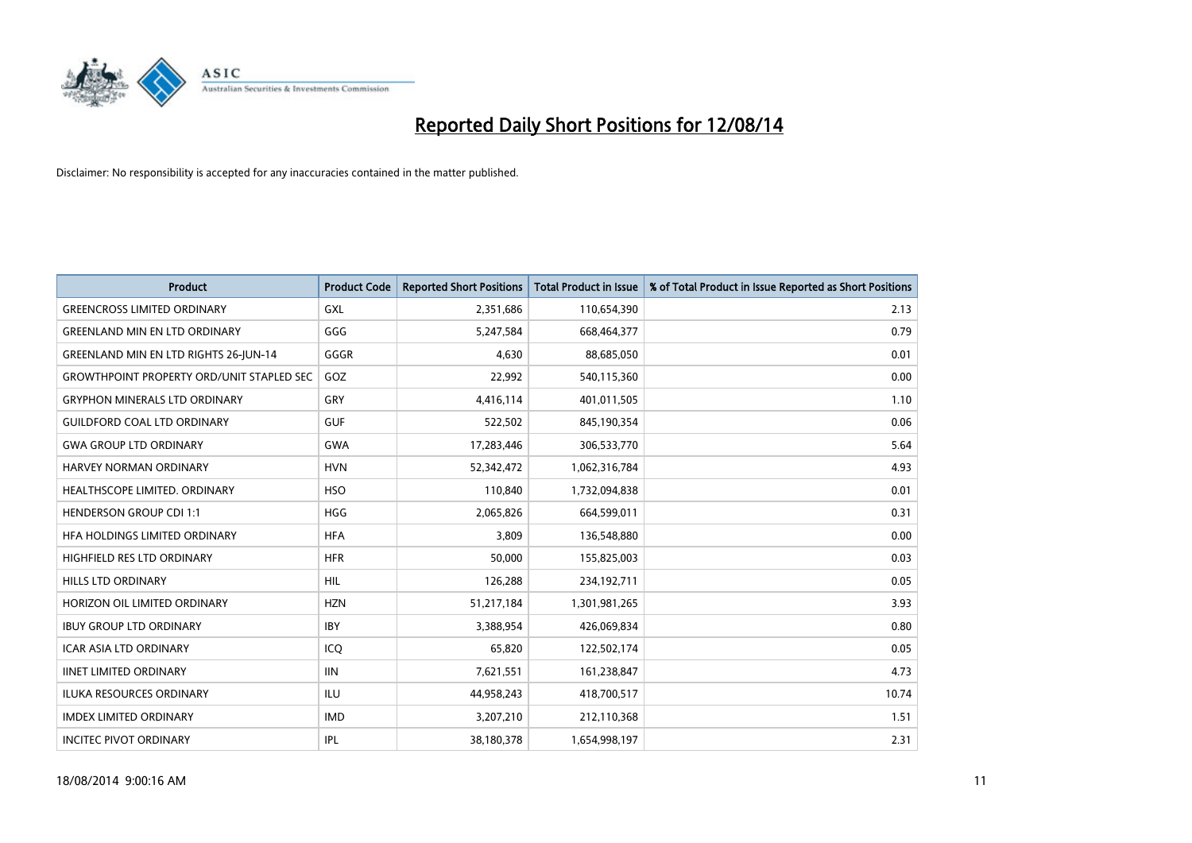# Reported Daily Short Positions for 12/08/14

Disclaimer: No responsibility is accepted for any inaccuracies contained in the matter published.

| Product | Product Code | Reported Short Positions | Total Product in Issue | % of Total Product in Issue Reported as Short Positions |
|---|---|---|---|---|
| GREENCROSS LIMITED ORDINARY | GXL | 2,351,686 | 110,654,390 | 2.13 |
| GREENLAND MIN EN LTD ORDINARY | GGG | 5,247,584 | 668,464,377 | 0.79 |
| GREENLAND MIN EN LTD RIGHTS 26-JUN-14 | GGGR | 4,630 | 88,685,050 | 0.01 |
| GROWTHPOINT PROPERTY ORD/UNIT STAPLED SEC | GOZ | 22,992 | 540,115,360 | 0.00 |
| GRYPHON MINERALS LTD ORDINARY | GRY | 4,416,114 | 401,011,505 | 1.10 |
| GUILDFORD COAL LTD ORDINARY | GUF | 522,502 | 845,190,354 | 0.06 |
| GWA GROUP LTD ORDINARY | GWA | 17,283,446 | 306,533,770 | 5.64 |
| HARVEY NORMAN ORDINARY | HVN | 52,342,472 | 1,062,316,784 | 4.93 |
| HEALTHSCOPE LIMITED. ORDINARY | HSO | 110,840 | 1,732,094,838 | 0.01 |
| HENDERSON GROUP CDI 1:1 | HGG | 2,065,826 | 664,599,011 | 0.31 |
| HFA HOLDINGS LIMITED ORDINARY | HFA | 3,809 | 136,548,880 | 0.00 |
| HIGHFIELD RES LTD ORDINARY | HFR | 50,000 | 155,825,003 | 0.03 |
| HILLS LTD ORDINARY | HIL | 126,288 | 234,192,711 | 0.05 |
| HORIZON OIL LIMITED ORDINARY | HZN | 51,217,184 | 1,301,981,265 | 3.93 |
| IBUY GROUP LTD ORDINARY | IBY | 3,388,954 | 426,069,834 | 0.80 |
| ICAR ASIA LTD ORDINARY | ICQ | 65,820 | 122,502,174 | 0.05 |
| IINET LIMITED ORDINARY | IIN | 7,621,551 | 161,238,847 | 4.73 |
| ILUKA RESOURCES ORDINARY | ILU | 44,958,243 | 418,700,517 | 10.74 |
| IMDEX LIMITED ORDINARY | IMD | 3,207,210 | 212,110,368 | 1.51 |
| INCITEC PIVOT ORDINARY | IPL | 38,180,378 | 1,654,998,197 | 2.31 |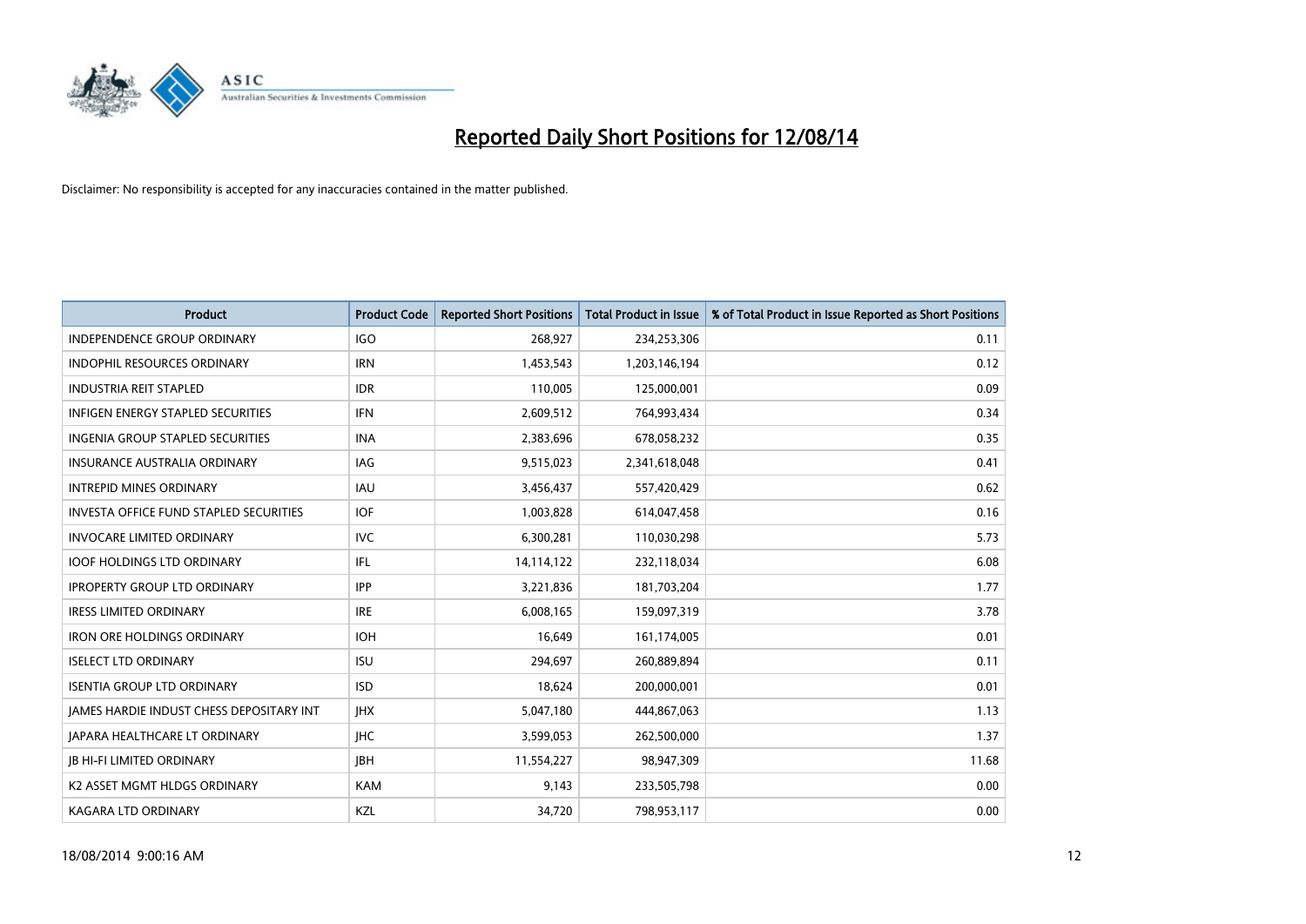# Reported Daily Short Positions for 12/08/14

Disclaimer: No responsibility is accepted for any inaccuracies contained in the matter published.

| Product | Product Code | Reported Short Positions | Total Product in Issue | % of Total Product in Issue Reported as Short Positions |
|---|---|---|---|---|
| INDEPENDENCE GROUP ORDINARY | IGO | 268,927 | 234,253,306 | 0.11 |
| INDOPHIL RESOURCES ORDINARY | IRN | 1,453,543 | 1,203,146,194 | 0.12 |
| INDUSTRIA REIT STAPLED | IDR | 110,005 | 125,000,001 | 0.09 |
| INFIGEN ENERGY STAPLED SECURITIES | IFN | 2,609,512 | 764,993,434 | 0.34 |
| INGENIA GROUP STAPLED SECURITIES | INA | 2,383,696 | 678,058,232 | 0.35 |
| INSURANCE AUSTRALIA ORDINARY | IAG | 9,515,023 | 2,341,618,048 | 0.41 |
| INTREPID MINES ORDINARY | IAU | 3,456,437 | 557,420,429 | 0.62 |
| INVESTA OFFICE FUND STAPLED SECURITIES | IOF | 1,003,828 | 614,047,458 | 0.16 |
| INVOCARE LIMITED ORDINARY | IVC | 6,300,281 | 110,030,298 | 5.73 |
| IOOF HOLDINGS LTD ORDINARY | IFL | 14,114,122 | 232,118,034 | 6.08 |
| IPROPERTY GROUP LTD ORDINARY | IPP | 3,221,836 | 181,703,204 | 1.77 |
| IRESS LIMITED ORDINARY | IRE | 6,008,165 | 159,097,319 | 3.78 |
| IRON ORE HOLDINGS ORDINARY | IOH | 16,649 | 161,174,005 | 0.01 |
| ISELECT LTD ORDINARY | ISU | 294,697 | 260,889,894 | 0.11 |
| ISENTIA GROUP LTD ORDINARY | ISD | 18,624 | 200,000,001 | 0.01 |
| JAMES HARDIE INDUST CHESS DEPOSITARY INT | JHX | 5,047,180 | 444,867,063 | 1.13 |
| JAPARA HEALTHCARE LT ORDINARY | JHC | 3,599,053 | 262,500,000 | 1.37 |
| JB HI-FI LIMITED ORDINARY | JBH | 11,554,227 | 98,947,309 | 11.68 |
| K2 ASSET MGMT HLDGS ORDINARY | KAM | 9,143 | 233,505,798 | 0.00 |
| KAGARA LTD ORDINARY | KZL | 34,720 | 798,953,117 | 0.00 |

18/08/2014 9:00:16 AM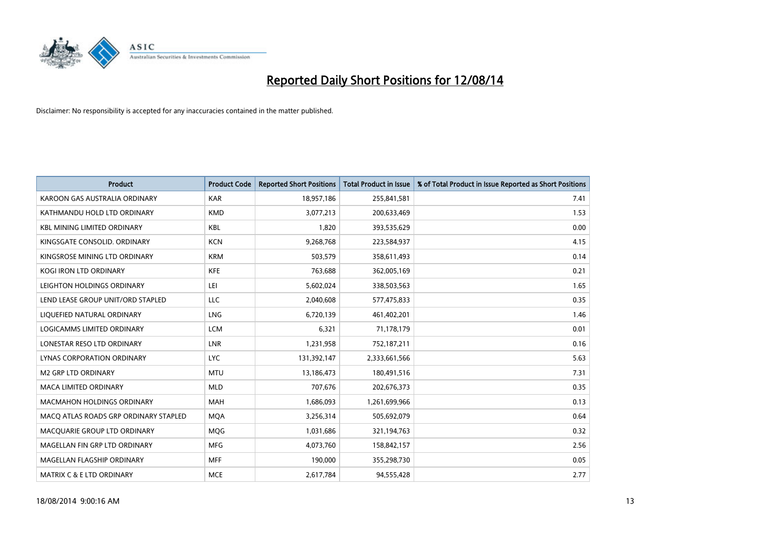# Reported Daily Short Positions for 12/08/14

Disclaimer: No responsibility is accepted for any inaccuracies contained in the matter published.

| Product | Product Code | Reported Short Positions | Total Product in Issue | % of Total Product in Issue Reported as Short Positions |
|---|---|---|---|---|
| KAROON GAS AUSTRALIA ORDINARY | KAR | 18,957,186 | 255,841,581 | 7.41 |
| KATHMANDU HOLD LTD ORDINARY | KMD | 3,077,213 | 200,633,469 | 1.53 |
| KBL MINING LIMITED ORDINARY | KBL | 1,820 | 393,535,629 | 0.00 |
| KINGSGATE CONSOLID. ORDINARY | KCN | 9,268,768 | 223,584,937 | 4.15 |
| KINGSROSE MINING LTD ORDINARY | KRM | 503,579 | 358,611,493 | 0.14 |
| KOGI IRON LTD ORDINARY | KFE | 763,688 | 362,005,169 | 0.21 |
| LEIGHTON HOLDINGS ORDINARY | LEI | 5,602,024 | 338,503,563 | 1.65 |
| LEND LEASE GROUP UNIT/ORD STAPLED | LLC | 2,040,608 | 577,475,833 | 0.35 |
| LIQUEFIED NATURAL ORDINARY | LNG | 6,720,139 | 461,402,201 | 1.46 |
| LOGICAMMS LIMITED ORDINARY | LCM | 6,321 | 71,178,179 | 0.01 |
| LONESTAR RESO LTD ORDINARY | LNR | 1,231,958 | 752,187,211 | 0.16 |
| LYNAS CORPORATION ORDINARY | LYC | 131,392,147 | 2,333,661,566 | 5.63 |
| M2 GRP LTD ORDINARY | MTU | 13,186,473 | 180,491,516 | 7.31 |
| MACA LIMITED ORDINARY | MLD | 707,676 | 202,676,373 | 0.35 |
| MACMAHON HOLDINGS ORDINARY | MAH | 1,686,093 | 1,261,699,966 | 0.13 |
| MACQ ATLAS ROADS GRP ORDINARY STAPLED | MQA | 3,256,314 | 505,692,079 | 0.64 |
| MACQUARIE GROUP LTD ORDINARY | MQG | 1,031,686 | 321,194,763 | 0.32 |
| MAGELLAN FIN GRP LTD ORDINARY | MFG | 4,073,760 | 158,842,157 | 2.56 |
| MAGELLAN FLAGSHIP ORDINARY | MFF | 190,000 | 355,298,730 | 0.05 |
| MATRIX C & E LTD ORDINARY | MCE | 2,617,784 | 94,555,428 | 2.77 |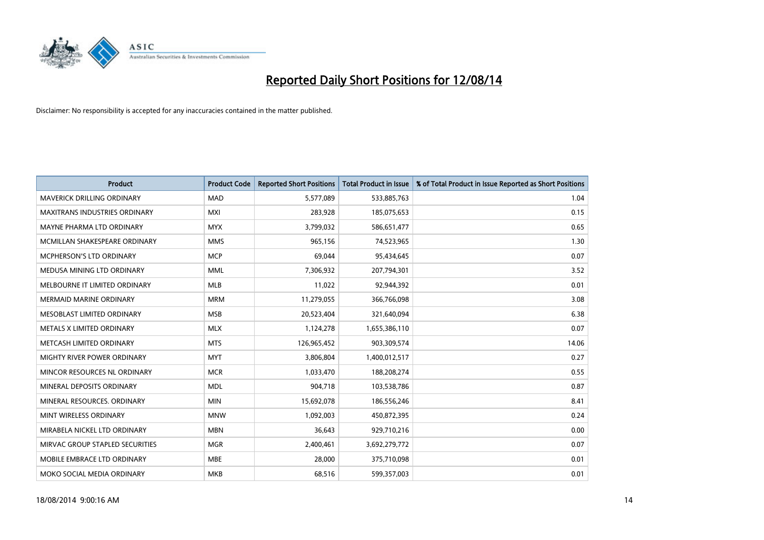# Reported Daily Short Positions for 12/08/14

Disclaimer: No responsibility is accepted for any inaccuracies contained in the matter published.

| Product | Product Code | Reported Short Positions | Total Product in Issue | % of Total Product in Issue Reported as Short Positions |
|---|---|---|---|---|
| MAVERICK DRILLING ORDINARY | MAD | 5,577,089 | 533,885,763 | 1.04 |
| MAXITRANS INDUSTRIES ORDINARY | MXI | 283,928 | 185,075,653 | 0.15 |
| MAYNE PHARMA LTD ORDINARY | MYX | 3,799,032 | 586,651,477 | 0.65 |
| MCMILLAN SHAKESPEARE ORDINARY | MMS | 965,156 | 74,523,965 | 1.30 |
| MCPHERSON'S LTD ORDINARY | MCP | 69,044 | 95,434,645 | 0.07 |
| MEDUSA MINING LTD ORDINARY | MML | 7,306,932 | 207,794,301 | 3.52 |
| MELBOURNE IT LIMITED ORDINARY | MLB | 11,022 | 92,944,392 | 0.01 |
| MERMAID MARINE ORDINARY | MRM | 11,279,055 | 366,766,098 | 3.08 |
| MESOBLAST LIMITED ORDINARY | MSB | 20,523,404 | 321,640,094 | 6.38 |
| METALS X LIMITED ORDINARY | MLX | 1,124,278 | 1,655,386,110 | 0.07 |
| METCASH LIMITED ORDINARY | MTS | 126,965,452 | 903,309,574 | 14.06 |
| MIGHTY RIVER POWER ORDINARY | MYT | 3,806,804 | 1,400,012,517 | 0.27 |
| MINCOR RESOURCES NL ORDINARY | MCR | 1,033,470 | 188,208,274 | 0.55 |
| MINERAL DEPOSITS ORDINARY | MDL | 904,718 | 103,538,786 | 0.87 |
| MINERAL RESOURCES. ORDINARY | MIN | 15,692,078 | 186,556,246 | 8.41 |
| MINT WIRELESS ORDINARY | MNW | 1,092,003 | 450,872,395 | 0.24 |
| MIRABELA NICKEL LTD ORDINARY | MBN | 36,643 | 929,710,216 | 0.00 |
| MIRVAC GROUP STAPLED SECURITIES | MGR | 2,400,461 | 3,692,279,772 | 0.07 |
| MOBILE EMBRACE LTD ORDINARY | MBE | 28,000 | 375,710,098 | 0.01 |
| MOKO SOCIAL MEDIA ORDINARY | MKB | 68,516 | 599,357,003 | 0.01 |

18/08/2014 9:00:16 AM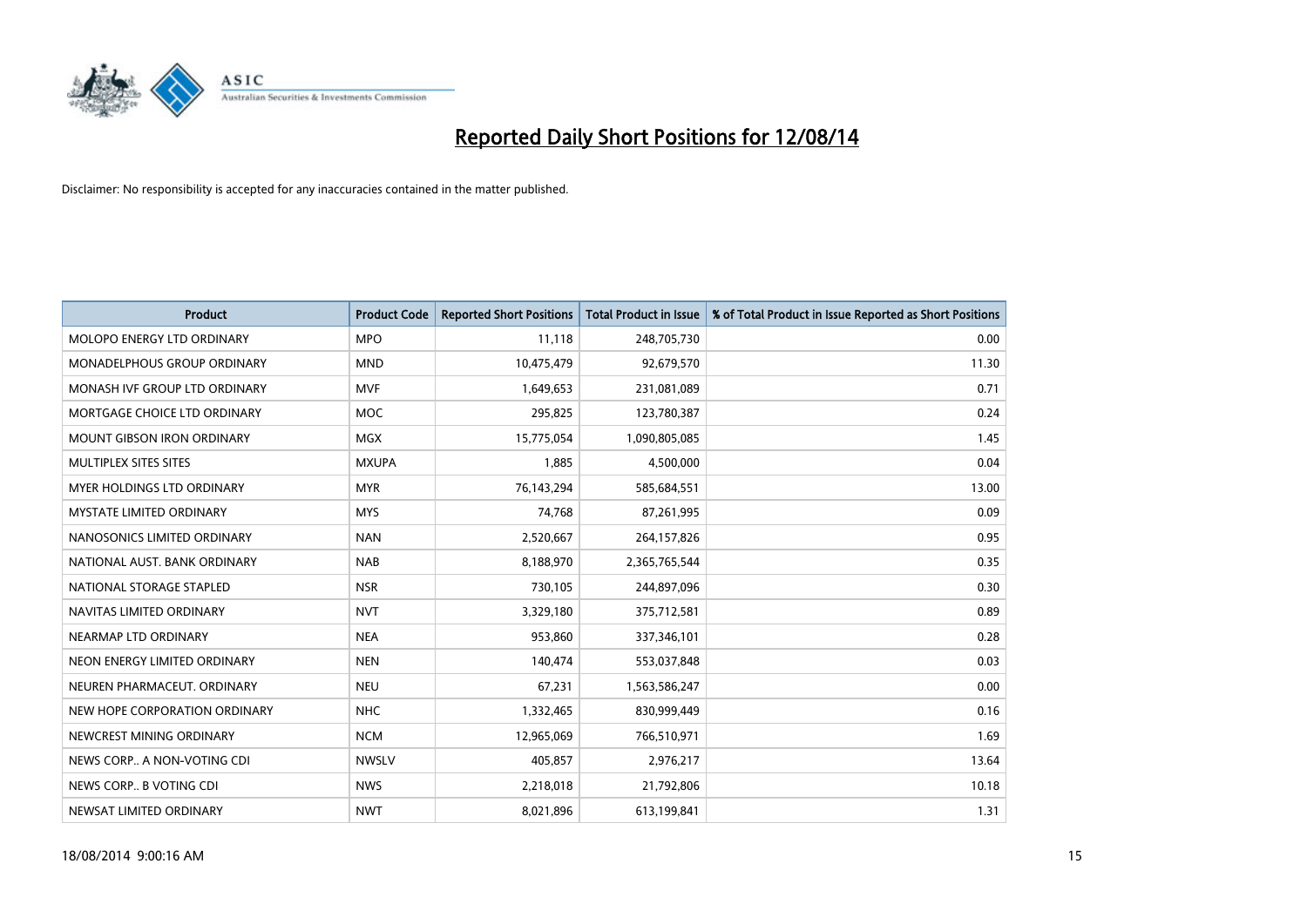# Reported Daily Short Positions for 12/08/14

Disclaimer: No responsibility is accepted for any inaccuracies contained in the matter published.

| Product | Product Code | Reported Short Positions | Total Product in Issue | % of Total Product in Issue Reported as Short Positions |
|---|---|---|---|---|
| MOLOPO ENERGY LTD ORDINARY | MPO | 11,118 | 248,705,730 | 0.00 |
| MONADELPHOUS GROUP ORDINARY | MND | 10,475,479 | 92,679,570 | 11.30 |
| MONASH IVF GROUP LTD ORDINARY | MVF | 1,649,653 | 231,081,089 | 0.71 |
| MORTGAGE CHOICE LTD ORDINARY | MOC | 295,825 | 123,780,387 | 0.24 |
| MOUNT GIBSON IRON ORDINARY | MGX | 15,775,054 | 1,090,805,085 | 1.45 |
| MULTIPLEX SITES SITES | MXUPA | 1,885 | 4,500,000 | 0.04 |
| MYER HOLDINGS LTD ORDINARY | MYR | 76,143,294 | 585,684,551 | 13.00 |
| MYSTATE LIMITED ORDINARY | MYS | 74,768 | 87,261,995 | 0.09 |
| NANOSONICS LIMITED ORDINARY | NAN | 2,520,667 | 264,157,826 | 0.95 |
| NATIONAL AUST. BANK ORDINARY | NAB | 8,188,970 | 2,365,765,544 | 0.35 |
| NATIONAL STORAGE STAPLED | NSR | 730,105 | 244,897,096 | 0.30 |
| NAVITAS LIMITED ORDINARY | NVT | 3,329,180 | 375,712,581 | 0.89 |
| NEARMAP LTD ORDINARY | NEA | 953,860 | 337,346,101 | 0.28 |
| NEON ENERGY LIMITED ORDINARY | NEN | 140,474 | 553,037,848 | 0.03 |
| NEUREN PHARMACEUT. ORDINARY | NEU | 67,231 | 1,563,586,247 | 0.00 |
| NEW HOPE CORPORATION ORDINARY | NHC | 1,332,465 | 830,999,449 | 0.16 |
| NEWCREST MINING ORDINARY | NCM | 12,965,069 | 766,510,971 | 1.69 |
| NEWS CORP.. A NON-VOTING CDI | NWSLV | 405,857 | 2,976,217 | 13.64 |
| NEWS CORP.. B VOTING CDI | NWS | 2,218,018 | 21,792,806 | 10.18 |
| NEWSAT LIMITED ORDINARY | NWT | 8,021,896 | 613,199,841 | 1.31 |

18/08/2014 9:00:16 AM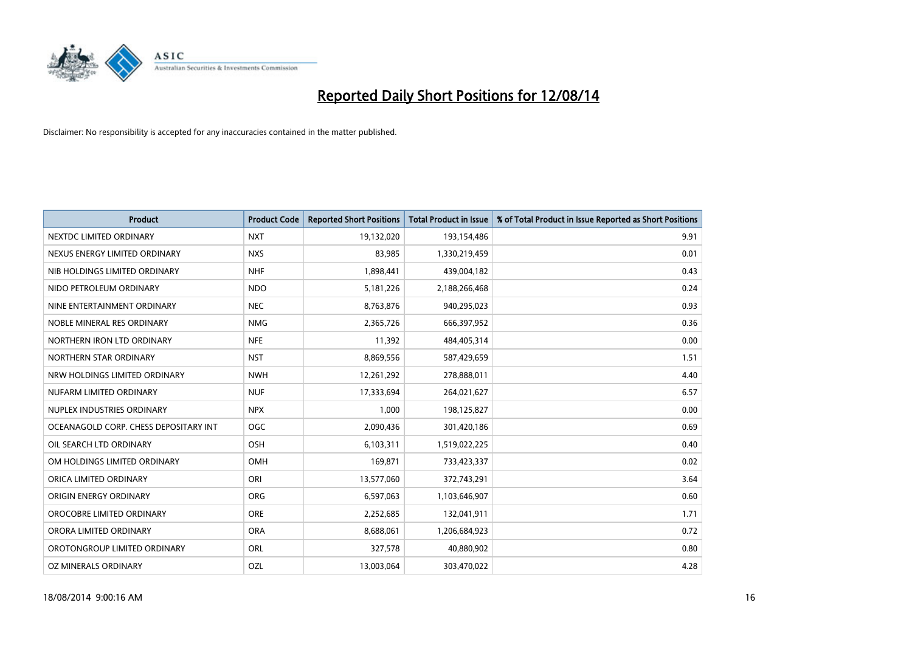# Reported Daily Short Positions for 12/08/14

Disclaimer: No responsibility is accepted for any inaccuracies contained in the matter published.

| Product | Product Code | Reported Short Positions | Total Product in Issue | % of Total Product in Issue Reported as Short Positions |
|---|---|---|---|---|
| NEXTDC LIMITED ORDINARY | NXT | 19,132,020 | 193,154,486 | 9.91 |
| NEXUS ENERGY LIMITED ORDINARY | NXS | 83,985 | 1,330,219,459 | 0.01 |
| NIB HOLDINGS LIMITED ORDINARY | NHF | 1,898,441 | 439,004,182 | 0.43 |
| NIDO PETROLEUM ORDINARY | NDO | 5,181,226 | 2,188,266,468 | 0.24 |
| NINE ENTERTAINMENT ORDINARY | NEC | 8,763,876 | 940,295,023 | 0.93 |
| NOBLE MINERAL RES ORDINARY | NMG | 2,365,726 | 666,397,952 | 0.36 |
| NORTHERN IRON LTD ORDINARY | NFE | 11,392 | 484,405,314 | 0.00 |
| NORTHERN STAR ORDINARY | NST | 8,869,556 | 587,429,659 | 1.51 |
| NRW HOLDINGS LIMITED ORDINARY | NWH | 12,261,292 | 278,888,011 | 4.40 |
| NUFARM LIMITED ORDINARY | NUF | 17,333,694 | 264,021,627 | 6.57 |
| NUPLEX INDUSTRIES ORDINARY | NPX | 1,000 | 198,125,827 | 0.00 |
| OCEANAGOLD CORP. CHESS DEPOSITARY INT | OGC | 2,090,436 | 301,420,186 | 0.69 |
| OIL SEARCH LTD ORDINARY | OSH | 6,103,311 | 1,519,022,225 | 0.40 |
| OM HOLDINGS LIMITED ORDINARY | OMH | 169,871 | 733,423,337 | 0.02 |
| ORICA LIMITED ORDINARY | ORI | 13,577,060 | 372,743,291 | 3.64 |
| ORIGIN ENERGY ORDINARY | ORG | 6,597,063 | 1,103,646,907 | 0.60 |
| OROCOBRE LIMITED ORDINARY | ORE | 2,252,685 | 132,041,911 | 1.71 |
| ORORA LIMITED ORDINARY | ORA | 8,688,061 | 1,206,684,923 | 0.72 |
| OROTONGROUP LIMITED ORDINARY | ORL | 327,578 | 40,880,902 | 0.80 |
| OZ MINERALS ORDINARY | OZL | 13,003,064 | 303,470,022 | 4.28 |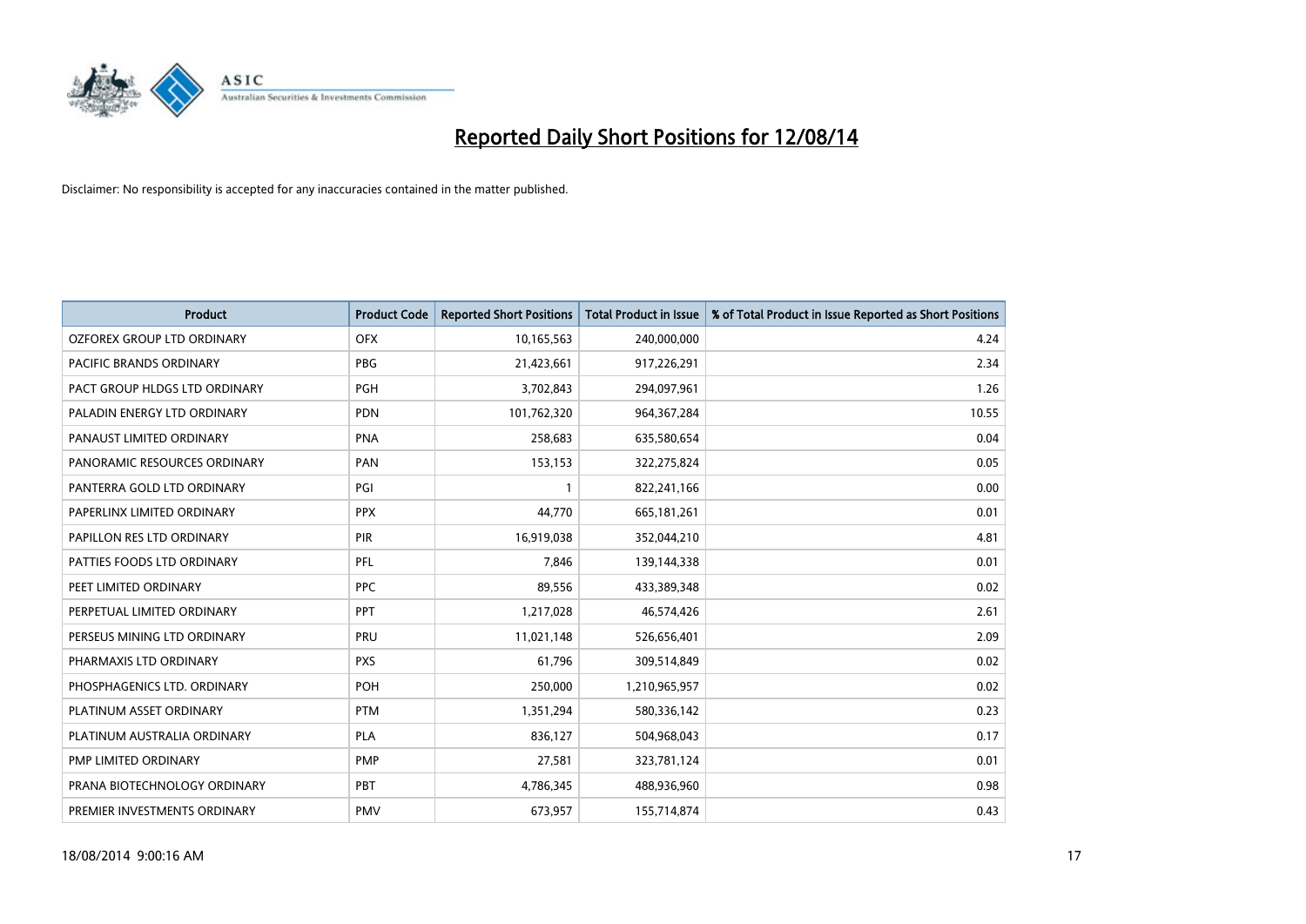# Reported Daily Short Positions for 12/08/14

Disclaimer: No responsibility is accepted for any inaccuracies contained in the matter published.

| Product | Product Code | Reported Short Positions | Total Product in Issue | % of Total Product in Issue Reported as Short Positions |
|---|---|---|---|---|
| OZFOREX GROUP LTD ORDINARY | OFX | 10,165,563 | 240,000,000 | 4.24 |
| PACIFIC BRANDS ORDINARY | PBG | 21,423,661 | 917,226,291 | 2.34 |
| PACT GROUP HLDGS LTD ORDINARY | PGH | 3,702,843 | 294,097,961 | 1.26 |
| PALADIN ENERGY LTD ORDINARY | PDN | 101,762,320 | 964,367,284 | 10.55 |
| PANAUST LIMITED ORDINARY | PNA | 258,683 | 635,580,654 | 0.04 |
| PANORAMIC RESOURCES ORDINARY | PAN | 153,153 | 322,275,824 | 0.05 |
| PANTERRA GOLD LTD ORDINARY | PGI | 1 | 822,241,166 | 0.00 |
| PAPERLINX LIMITED ORDINARY | PPX | 44,770 | 665,181,261 | 0.01 |
| PAPILLON RES LTD ORDINARY | PIR | 16,919,038 | 352,044,210 | 4.81 |
| PATTIES FOODS LTD ORDINARY | PFL | 7,846 | 139,144,338 | 0.01 |
| PEET LIMITED ORDINARY | PPC | 89,556 | 433,389,348 | 0.02 |
| PERPETUAL LIMITED ORDINARY | PPT | 1,217,028 | 46,574,426 | 2.61 |
| PERSEUS MINING LTD ORDINARY | PRU | 11,021,148 | 526,656,401 | 2.09 |
| PHARMAXIS LTD ORDINARY | PXS | 61,796 | 309,514,849 | 0.02 |
| PHOSPHAGENICS LTD. ORDINARY | POH | 250,000 | 1,210,965,957 | 0.02 |
| PLATINUM ASSET ORDINARY | PTM | 1,351,294 | 580,336,142 | 0.23 |
| PLATINUM AUSTRALIA ORDINARY | PLA | 836,127 | 504,968,043 | 0.17 |
| PMP LIMITED ORDINARY | PMP | 27,581 | 323,781,124 | 0.01 |
| PRANA BIOTECHNOLOGY ORDINARY | PBT | 4,786,345 | 488,936,960 | 0.98 |
| PREMIER INVESTMENTS ORDINARY | PMV | 673,957 | 155,714,874 | 0.43 |

18/08/2014 9:00:16 AM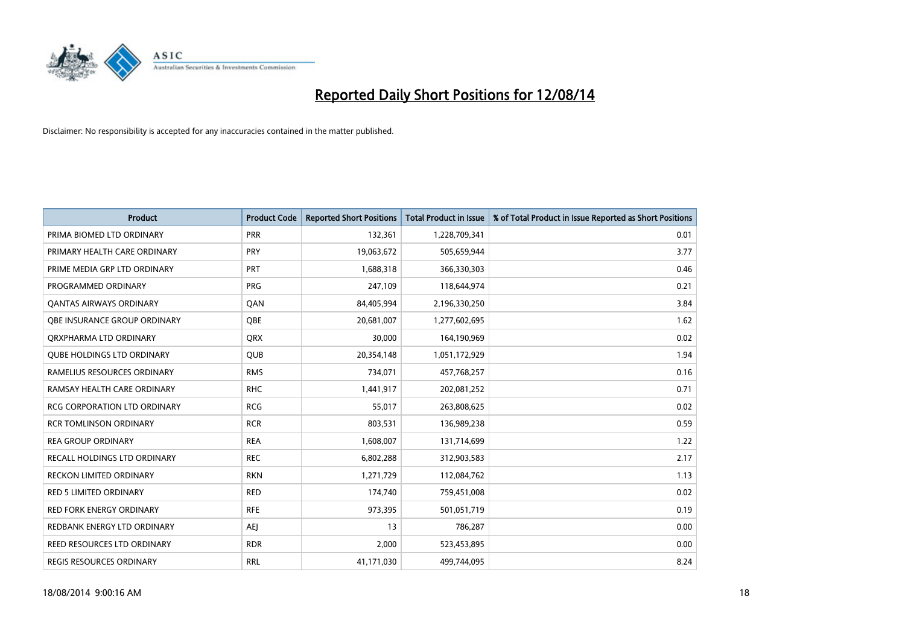# Reported Daily Short Positions for 12/08/14

Disclaimer: No responsibility is accepted for any inaccuracies contained in the matter published.

| Product | Product Code | Reported Short Positions | Total Product in Issue | % of Total Product in Issue Reported as Short Positions |
|---|---|---|---|---|
| PRIMA BIOMED LTD ORDINARY | PRR | 132,361 | 1,228,709,341 | 0.01 |
| PRIMARY HEALTH CARE ORDINARY | PRY | 19,063,672 | 505,659,944 | 3.77 |
| PRIME MEDIA GRP LTD ORDINARY | PRT | 1,688,318 | 366,330,303 | 0.46 |
| PROGRAMMED ORDINARY | PRG | 247,109 | 118,644,974 | 0.21 |
| QANTAS AIRWAYS ORDINARY | QAN | 84,405,994 | 2,196,330,250 | 3.84 |
| QBE INSURANCE GROUP ORDINARY | QBE | 20,681,007 | 1,277,602,695 | 1.62 |
| QRXPHARMA LTD ORDINARY | QRX | 30,000 | 164,190,969 | 0.02 |
| QUBE HOLDINGS LTD ORDINARY | QUB | 20,354,148 | 1,051,172,929 | 1.94 |
| RAMELIUS RESOURCES ORDINARY | RMS | 734,071 | 457,768,257 | 0.16 |
| RAMSAY HEALTH CARE ORDINARY | RHC | 1,441,917 | 202,081,252 | 0.71 |
| RCG CORPORATION LTD ORDINARY | RCG | 55,017 | 263,808,625 | 0.02 |
| RCR TOMLINSON ORDINARY | RCR | 803,531 | 136,989,238 | 0.59 |
| REA GROUP ORDINARY | REA | 1,608,007 | 131,714,699 | 1.22 |
| RECALL HOLDINGS LTD ORDINARY | REC | 6,802,288 | 312,903,583 | 2.17 |
| RECKON LIMITED ORDINARY | RKN | 1,271,729 | 112,084,762 | 1.13 |
| RED 5 LIMITED ORDINARY | RED | 174,740 | 759,451,008 | 0.02 |
| RED FORK ENERGY ORDINARY | RFE | 973,395 | 501,051,719 | 0.19 |
| REDBANK ENERGY LTD ORDINARY | AEJ | 13 | 786,287 | 0.00 |
| REED RESOURCES LTD ORDINARY | RDR | 2,000 | 523,453,895 | 0.00 |
| REGIS RESOURCES ORDINARY | RRL | 41,171,030 | 499,744,095 | 8.24 |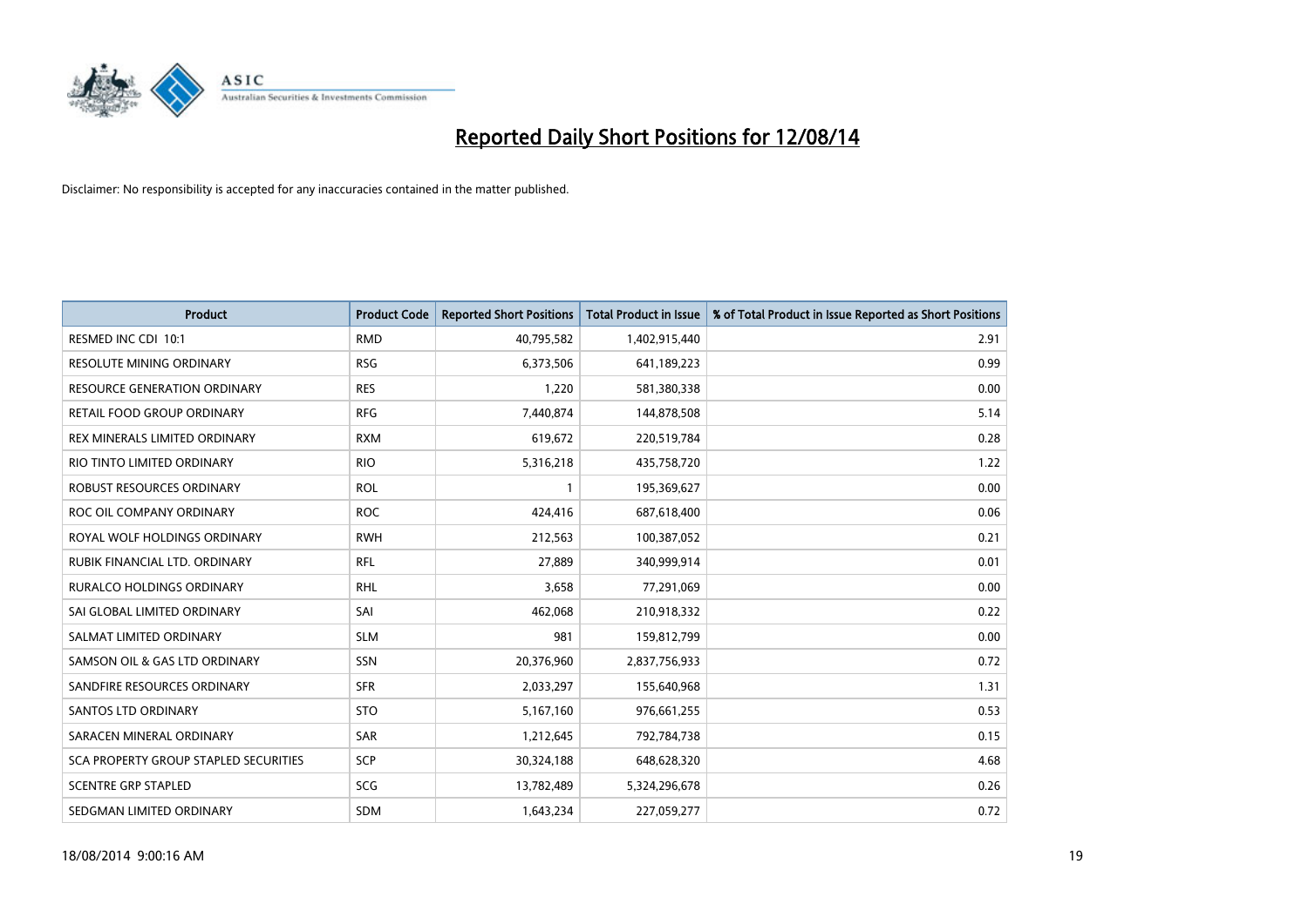# Reported Daily Short Positions for 12/08/14

Disclaimer: No responsibility is accepted for any inaccuracies contained in the matter published.

| Product | Product Code | Reported Short Positions | Total Product in Issue | % of Total Product in Issue Reported as Short Positions |
|---|---|---|---|---|
| RESMED INC CDI 10:1 | RMD | 40,795,582 | 1,402,915,440 | 2.91 |
| RESOLUTE MINING ORDINARY | RSG | 6,373,506 | 641,189,223 | 0.99 |
| RESOURCE GENERATION ORDINARY | RES | 1,220 | 581,380,338 | 0.00 |
| RETAIL FOOD GROUP ORDINARY | RFG | 7,440,874 | 144,878,508 | 5.14 |
| REX MINERALS LIMITED ORDINARY | RXM | 619,672 | 220,519,784 | 0.28 |
| RIO TINTO LIMITED ORDINARY | RIO | 5,316,218 | 435,758,720 | 1.22 |
| ROBUST RESOURCES ORDINARY | ROL | 1 | 195,369,627 | 0.00 |
| ROC OIL COMPANY ORDINARY | ROC | 424,416 | 687,618,400 | 0.06 |
| ROYAL WOLF HOLDINGS ORDINARY | RWH | 212,563 | 100,387,052 | 0.21 |
| RUBIK FINANCIAL LTD. ORDINARY | RFL | 27,889 | 340,999,914 | 0.01 |
| RURALCO HOLDINGS ORDINARY | RHL | 3,658 | 77,291,069 | 0.00 |
| SAI GLOBAL LIMITED ORDINARY | SAI | 462,068 | 210,918,332 | 0.22 |
| SALMAT LIMITED ORDINARY | SLM | 981 | 159,812,799 | 0.00 |
| SAMSON OIL & GAS LTD ORDINARY | SSN | 20,376,960 | 2,837,756,933 | 0.72 |
| SANDFIRE RESOURCES ORDINARY | SFR | 2,033,297 | 155,640,968 | 1.31 |
| SANTOS LTD ORDINARY | STO | 5,167,160 | 976,661,255 | 0.53 |
| SARACEN MINERAL ORDINARY | SAR | 1,212,645 | 792,784,738 | 0.15 |
| SCA PROPERTY GROUP STAPLED SECURITIES | SCP | 30,324,188 | 648,628,320 | 4.68 |
| SCENTRE GRP STAPLED | SCG | 13,782,489 | 5,324,296,678 | 0.26 |
| SEDGMAN LIMITED ORDINARY | SDM | 1,643,234 | 227,059,277 | 0.72 |

18/08/2014 9:00:16 AM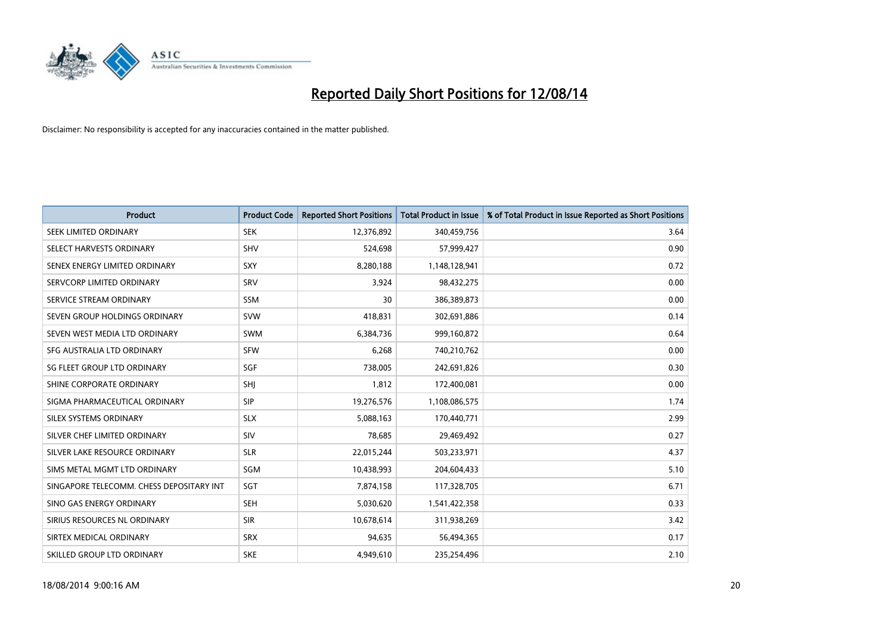# Reported Daily Short Positions for 12/08/14

Disclaimer: No responsibility is accepted for any inaccuracies contained in the matter published.

| Product | Product Code | Reported Short Positions | Total Product in Issue | % of Total Product in Issue Reported as Short Positions |
|---|---|---|---|---|
| SEEK LIMITED ORDINARY | SEK | 12,376,892 | 340,459,756 | 3.64 |
| SELECT HARVESTS ORDINARY | SHV | 524,698 | 57,999,427 | 0.90 |
| SENEX ENERGY LIMITED ORDINARY | SXY | 8,280,188 | 1,148,128,941 | 0.72 |
| SERVCORP LIMITED ORDINARY | SRV | 3,924 | 98,432,275 | 0.00 |
| SERVICE STREAM ORDINARY | SSM | 30 | 386,389,873 | 0.00 |
| SEVEN GROUP HOLDINGS ORDINARY | SVW | 418,831 | 302,691,886 | 0.14 |
| SEVEN WEST MEDIA LTD ORDINARY | SWM | 6,384,736 | 999,160,872 | 0.64 |
| SFG AUSTRALIA LTD ORDINARY | SFW | 6,268 | 740,210,762 | 0.00 |
| SG FLEET GROUP LTD ORDINARY | SGF | 738,005 | 242,691,826 | 0.30 |
| SHINE CORPORATE ORDINARY | SHJ | 1,812 | 172,400,081 | 0.00 |
| SIGMA PHARMACEUTICAL ORDINARY | SIP | 19,276,576 | 1,108,086,575 | 1.74 |
| SILEX SYSTEMS ORDINARY | SLX | 5,088,163 | 170,440,771 | 2.99 |
| SILVER CHEF LIMITED ORDINARY | SIV | 78,685 | 29,469,492 | 0.27 |
| SILVER LAKE RESOURCE ORDINARY | SLR | 22,015,244 | 503,233,971 | 4.37 |
| SIMS METAL MGMT LTD ORDINARY | SGM | 10,438,993 | 204,604,433 | 5.10 |
| SINGAPORE TELECOMM. CHESS DEPOSITARY INT | SGT | 7,874,158 | 117,328,705 | 6.71 |
| SINO GAS ENERGY ORDINARY | SEH | 5,030,620 | 1,541,422,358 | 0.33 |
| SIRIUS RESOURCES NL ORDINARY | SIR | 10,678,614 | 311,938,269 | 3.42 |
| SIRTEX MEDICAL ORDINARY | SRX | 94,635 | 56,494,365 | 0.17 |
| SKILLED GROUP LTD ORDINARY | SKE | 4,949,610 | 235,254,496 | 2.10 |

18/08/2014 9:00:16 AM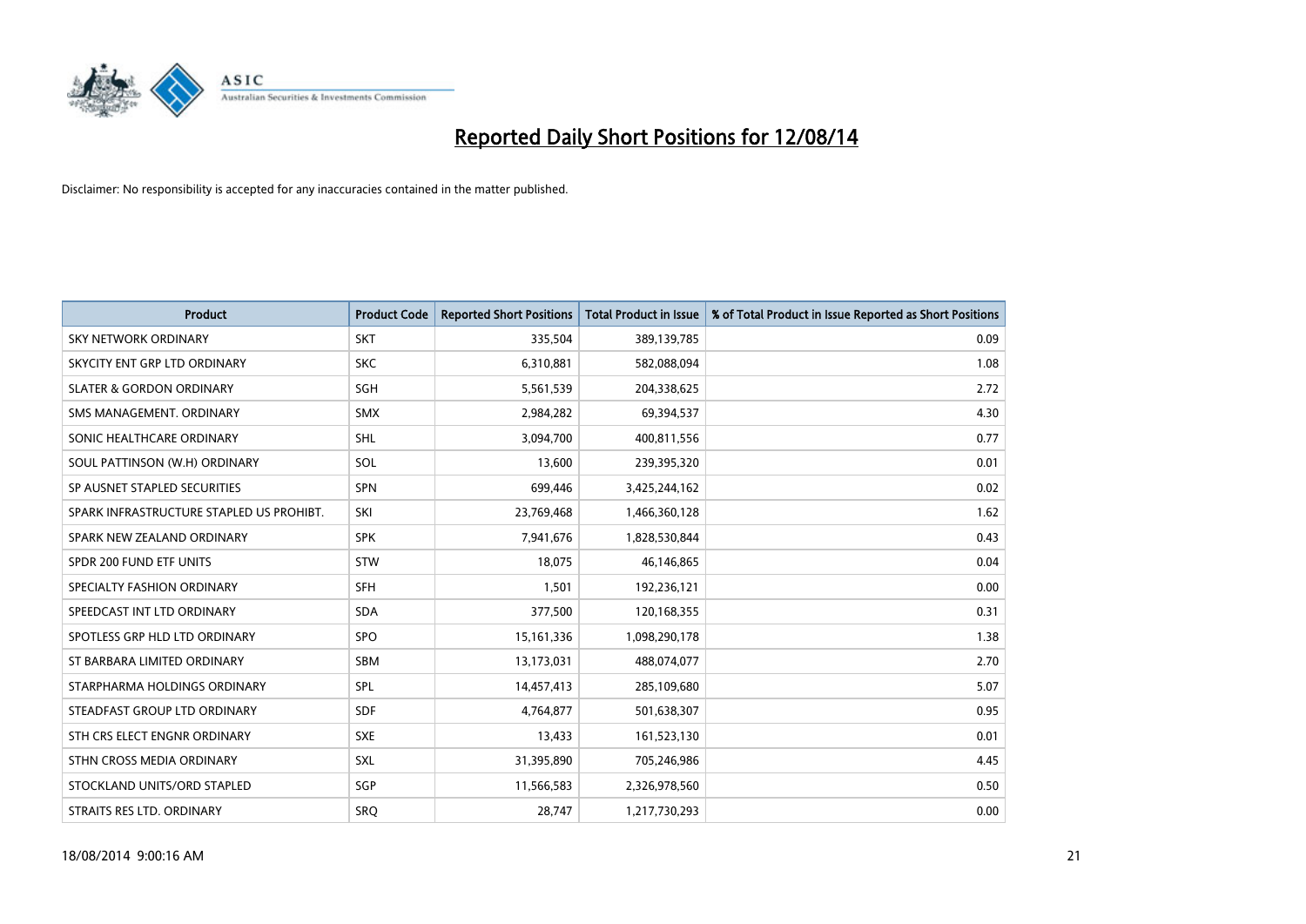# Reported Daily Short Positions for 12/08/14

Disclaimer: No responsibility is accepted for any inaccuracies contained in the matter published.

| Product | Product Code | Reported Short Positions | Total Product in Issue | % of Total Product in Issue Reported as Short Positions |
|---|---|---|---|---|
| SKY NETWORK ORDINARY | SKT | 335,504 | 389,139,785 | 0.09 |
| SKYCITY ENT GRP LTD ORDINARY | SKC | 6,310,881 | 582,088,094 | 1.08 |
| SLATER & GORDON ORDINARY | SGH | 5,561,539 | 204,338,625 | 2.72 |
| SMS MANAGEMENT. ORDINARY | SMX | 2,984,282 | 69,394,537 | 4.30 |
| SONIC HEALTHCARE ORDINARY | SHL | 3,094,700 | 400,811,556 | 0.77 |
| SOUL PATTINSON (W.H) ORDINARY | SOL | 13,600 | 239,395,320 | 0.01 |
| SP AUSNET STAPLED SECURITIES | SPN | 699,446 | 3,425,244,162 | 0.02 |
| SPARK INFRASTRUCTURE STAPLED US PROHIBT. | SKI | 23,769,468 | 1,466,360,128 | 1.62 |
| SPARK NEW ZEALAND ORDINARY | SPK | 7,941,676 | 1,828,530,844 | 0.43 |
| SPDR 200 FUND ETF UNITS | STW | 18,075 | 46,146,865 | 0.04 |
| SPECIALTY FASHION ORDINARY | SFH | 1,501 | 192,236,121 | 0.00 |
| SPEEDCAST INT LTD ORDINARY | SDA | 377,500 | 120,168,355 | 0.31 |
| SPOTLESS GRP HLD LTD ORDINARY | SPO | 15,161,336 | 1,098,290,178 | 1.38 |
| ST BARBARA LIMITED ORDINARY | SBM | 13,173,031 | 488,074,077 | 2.70 |
| STARPHARMA HOLDINGS ORDINARY | SPL | 14,457,413 | 285,109,680 | 5.07 |
| STEADFAST GROUP LTD ORDINARY | SDF | 4,764,877 | 501,638,307 | 0.95 |
| STH CRS ELECT ENGNR ORDINARY | SXE | 13,433 | 161,523,130 | 0.01 |
| STHN CROSS MEDIA ORDINARY | SXL | 31,395,890 | 705,246,986 | 4.45 |
| STOCKLAND UNITS/ORD STAPLED | SGP | 11,566,583 | 2,326,978,560 | 0.50 |
| STRAITS RES LTD. ORDINARY | SRQ | 28,747 | 1,217,730,293 | 0.00 |

18/08/2014 9:00:16 AM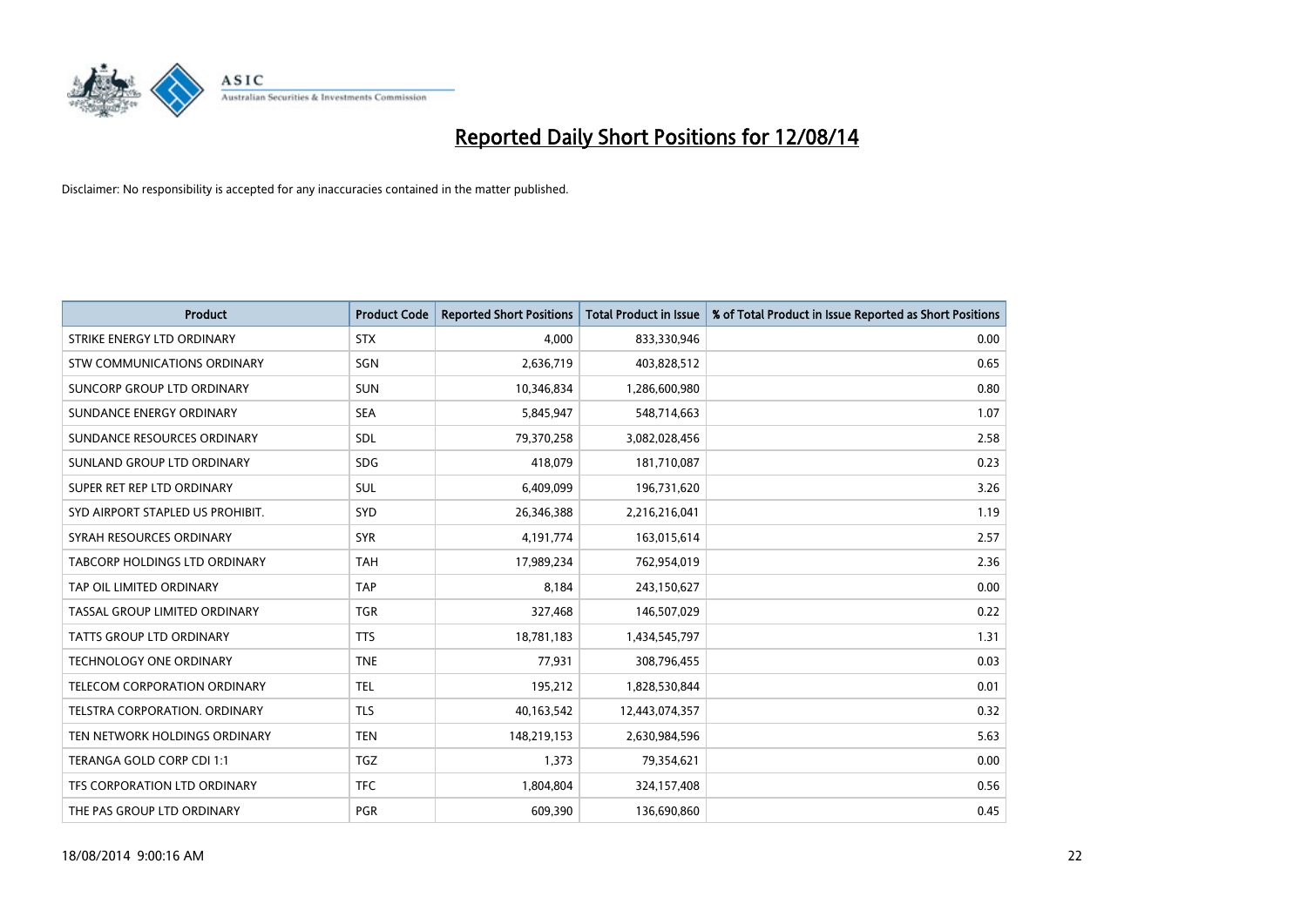# Reported Daily Short Positions for 12/08/14

Disclaimer: No responsibility is accepted for any inaccuracies contained in the matter published.

| Product | Product Code | Reported Short Positions | Total Product in Issue | % of Total Product in Issue Reported as Short Positions |
|---|---|---|---|---|
| STRIKE ENERGY LTD ORDINARY | STX | 4,000 | 833,330,946 | 0.00 |
| STW COMMUNICATIONS ORDINARY | SGN | 2,636,719 | 403,828,512 | 0.65 |
| SUNCORP GROUP LTD ORDINARY | SUN | 10,346,834 | 1,286,600,980 | 0.80 |
| SUNDANCE ENERGY ORDINARY | SEA | 5,845,947 | 548,714,663 | 1.07 |
| SUNDANCE RESOURCES ORDINARY | SDL | 79,370,258 | 3,082,028,456 | 2.58 |
| SUNLAND GROUP LTD ORDINARY | SDG | 418,079 | 181,710,087 | 0.23 |
| SUPER RET REP LTD ORDINARY | SUL | 6,409,099 | 196,731,620 | 3.26 |
| SYD AIRPORT STAPLED US PROHIBIT. | SYD | 26,346,388 | 2,216,216,041 | 1.19 |
| SYRAH RESOURCES ORDINARY | SYR | 4,191,774 | 163,015,614 | 2.57 |
| TABCORP HOLDINGS LTD ORDINARY | TAH | 17,989,234 | 762,954,019 | 2.36 |
| TAP OIL LIMITED ORDINARY | TAP | 8,184 | 243,150,627 | 0.00 |
| TASSAL GROUP LIMITED ORDINARY | TGR | 327,468 | 146,507,029 | 0.22 |
| TATTS GROUP LTD ORDINARY | TTS | 18,781,183 | 1,434,545,797 | 1.31 |
| TECHNOLOGY ONE ORDINARY | TNE | 77,931 | 308,796,455 | 0.03 |
| TELECOM CORPORATION ORDINARY | TEL | 195,212 | 1,828,530,844 | 0.01 |
| TELSTRA CORPORATION. ORDINARY | TLS | 40,163,542 | 12,443,074,357 | 0.32 |
| TEN NETWORK HOLDINGS ORDINARY | TEN | 148,219,153 | 2,630,984,596 | 5.63 |
| TERANGA GOLD CORP CDI 1:1 | TGZ | 1,373 | 79,354,621 | 0.00 |
| TFS CORPORATION LTD ORDINARY | TFC | 1,804,804 | 324,157,408 | 0.56 |
| THE PAS GROUP LTD ORDINARY | PGR | 609,390 | 136,690,860 | 0.45 |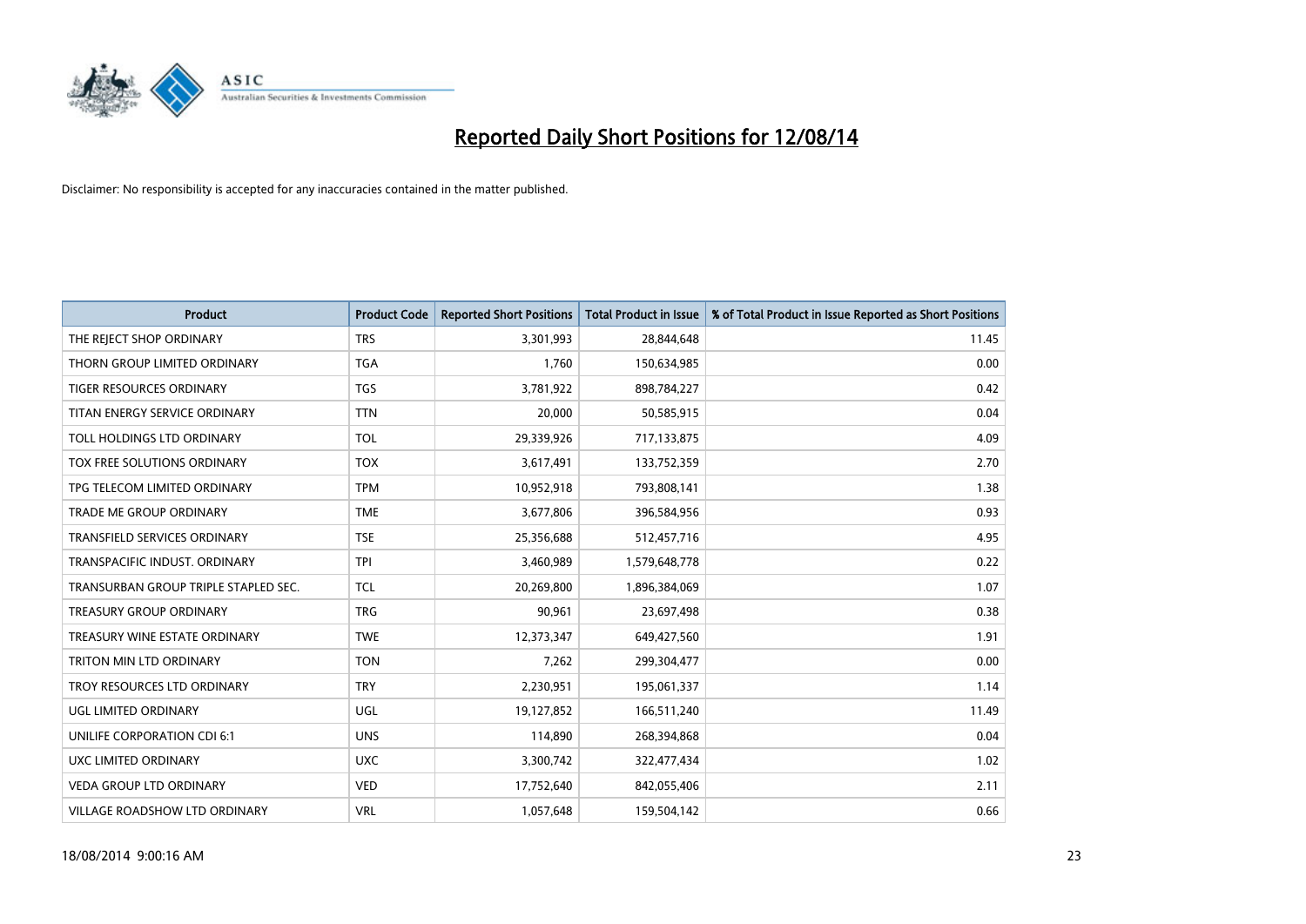# Reported Daily Short Positions for 12/08/14

Disclaimer: No responsibility is accepted for any inaccuracies contained in the matter published.

| Product | Product Code | Reported Short Positions | Total Product in Issue | % of Total Product in Issue Reported as Short Positions |
|---|---|---|---|---|
| THE REJECT SHOP ORDINARY | TRS | 3,301,993 | 28,844,648 | 11.45 |
| THORN GROUP LIMITED ORDINARY | TGA | 1,760 | 150,634,985 | 0.00 |
| TIGER RESOURCES ORDINARY | TGS | 3,781,922 | 898,784,227 | 0.42 |
| TITAN ENERGY SERVICE ORDINARY | TTN | 20,000 | 50,585,915 | 0.04 |
| TOLL HOLDINGS LTD ORDINARY | TOL | 29,339,926 | 717,133,875 | 4.09 |
| TOX FREE SOLUTIONS ORDINARY | TOX | 3,617,491 | 133,752,359 | 2.70 |
| TPG TELECOM LIMITED ORDINARY | TPM | 10,952,918 | 793,808,141 | 1.38 |
| TRADE ME GROUP ORDINARY | TME | 3,677,806 | 396,584,956 | 0.93 |
| TRANSFIELD SERVICES ORDINARY | TSE | 25,356,688 | 512,457,716 | 4.95 |
| TRANSPACIFIC INDUST. ORDINARY | TPI | 3,460,989 | 1,579,648,778 | 0.22 |
| TRANSURBAN GROUP TRIPLE STAPLED SEC. | TCL | 20,269,800 | 1,896,384,069 | 1.07 |
| TREASURY GROUP ORDINARY | TRG | 90,961 | 23,697,498 | 0.38 |
| TREASURY WINE ESTATE ORDINARY | TWE | 12,373,347 | 649,427,560 | 1.91 |
| TRITON MIN LTD ORDINARY | TON | 7,262 | 299,304,477 | 0.00 |
| TROY RESOURCES LTD ORDINARY | TRY | 2,230,951 | 195,061,337 | 1.14 |
| UGL LIMITED ORDINARY | UGL | 19,127,852 | 166,511,240 | 11.49 |
| UNILIFE CORPORATION CDI 6:1 | UNS | 114,890 | 268,394,868 | 0.04 |
| UXC LIMITED ORDINARY | UXC | 3,300,742 | 322,477,434 | 1.02 |
| VEDA GROUP LTD ORDINARY | VED | 17,752,640 | 842,055,406 | 2.11 |
| VILLAGE ROADSHOW LTD ORDINARY | VRL | 1,057,648 | 159,504,142 | 0.66 |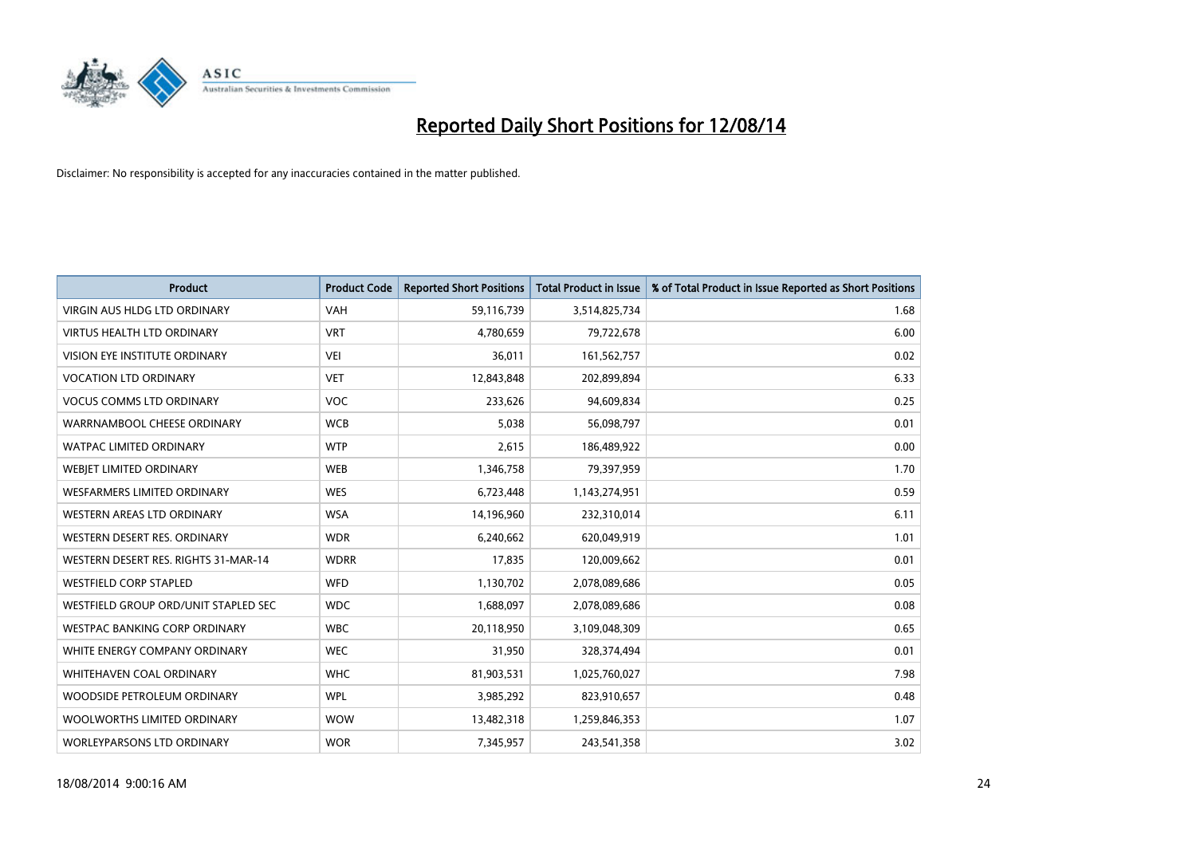# Reported Daily Short Positions for 12/08/14

Disclaimer: No responsibility is accepted for any inaccuracies contained in the matter published.

| Product | Product Code | Reported Short Positions | Total Product in Issue | % of Total Product in Issue Reported as Short Positions |
|---|---|---|---|---|
| VIRGIN AUS HLDG LTD ORDINARY | VAH | 59,116,739 | 3,514,825,734 | 1.68 |
| VIRTUS HEALTH LTD ORDINARY | VRT | 4,780,659 | 79,722,678 | 6.00 |
| VISION EYE INSTITUTE ORDINARY | VEI | 36,011 | 161,562,757 | 0.02 |
| VOCATION LTD ORDINARY | VET | 12,843,848 | 202,899,894 | 6.33 |
| VOCUS COMMS LTD ORDINARY | VOC | 233,626 | 94,609,834 | 0.25 |
| WARRNAMBOOL CHEESE ORDINARY | WCB | 5,038 | 56,098,797 | 0.01 |
| WATPAC LIMITED ORDINARY | WTP | 2,615 | 186,489,922 | 0.00 |
| WEBJET LIMITED ORDINARY | WEB | 1,346,758 | 79,397,959 | 1.70 |
| WESFARMERS LIMITED ORDINARY | WES | 6,723,448 | 1,143,274,951 | 0.59 |
| WESTERN AREAS LTD ORDINARY | WSA | 14,196,960 | 232,310,014 | 6.11 |
| WESTERN DESERT RES. ORDINARY | WDR | 6,240,662 | 620,049,919 | 1.01 |
| WESTERN DESERT RES. RIGHTS 31-MAR-14 | WDRR | 17,835 | 120,009,662 | 0.01 |
| WESTFIELD CORP STAPLED | WFD | 1,130,702 | 2,078,089,686 | 0.05 |
| WESTFIELD GROUP ORD/UNIT STAPLED SEC | WDC | 1,688,097 | 2,078,089,686 | 0.08 |
| WESTPAC BANKING CORP ORDINARY | WBC | 20,118,950 | 3,109,048,309 | 0.65 |
| WHITE ENERGY COMPANY ORDINARY | WEC | 31,950 | 328,374,494 | 0.01 |
| WHITEHAVEN COAL ORDINARY | WHC | 81,903,531 | 1,025,760,027 | 7.98 |
| WOODSIDE PETROLEUM ORDINARY | WPL | 3,985,292 | 823,910,657 | 0.48 |
| WOOLWORTHS LIMITED ORDINARY | WOW | 13,482,318 | 1,259,846,353 | 1.07 |
| WORLEYPARSONS LTD ORDINARY | WOR | 7,345,957 | 243,541,358 | 3.02 |

18/08/2014 9:00:16 AM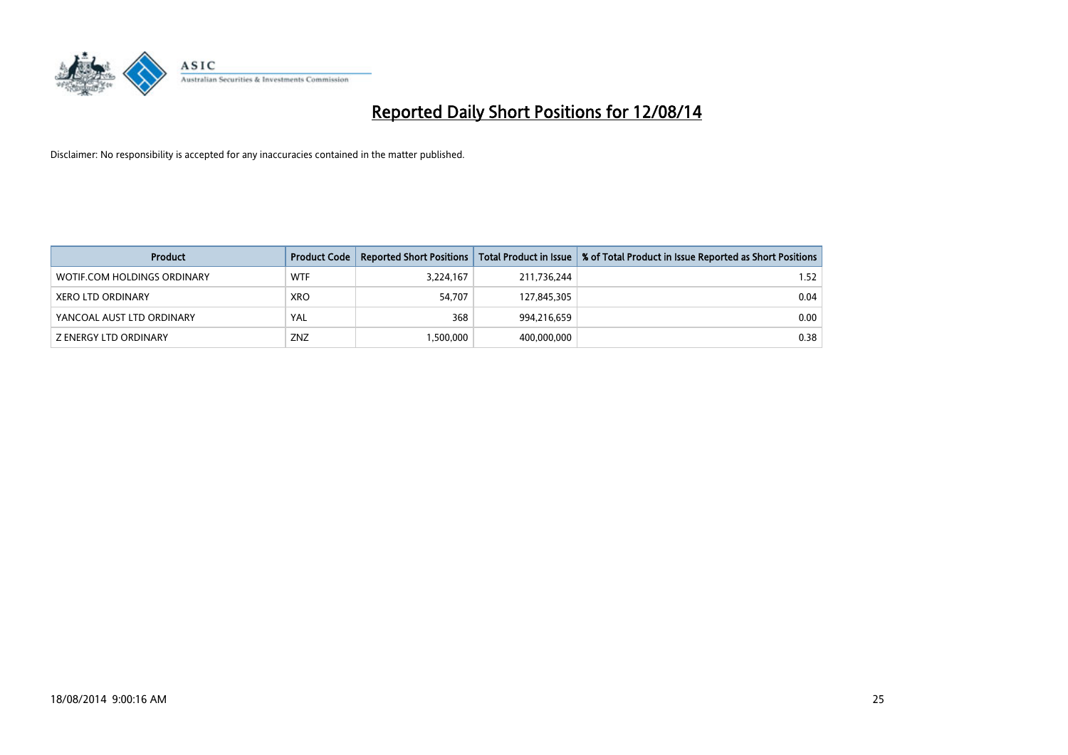# Reported Daily Short Positions for 12/08/14

Disclaimer: No responsibility is accepted for any inaccuracies contained in the matter published.

| Product | Product Code | Reported Short Positions | Total Product in Issue | % of Total Product in Issue Reported as Short Positions |
|---|---|---|---|---|
| WOTIF.COM HOLDINGS ORDINARY | WTF | 3,224,167 | 211,736,244 | 1.52 |
| XERO LTD ORDINARY | XRO | 54,707 | 127,845,305 | 0.04 |
| YANCOAL AUST LTD ORDINARY | YAL | 368 | 994,216,659 | 0.00 |
| Z ENERGY LTD ORDINARY | ZNZ | 1,500,000 | 400,000,000 | 0.38 |

18/08/2014 9:00:16 AM